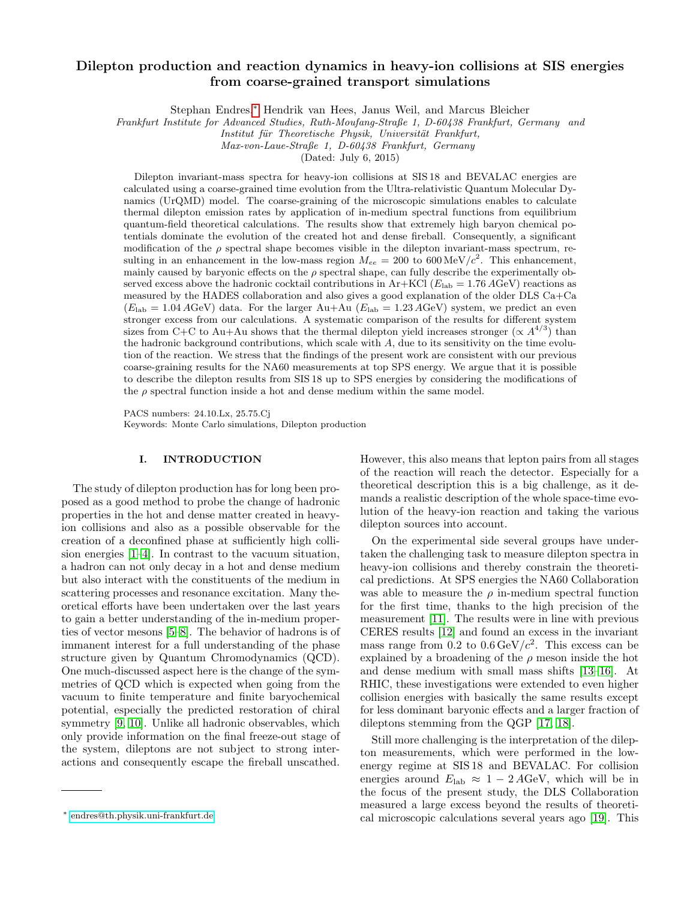# Dilepton production and reaction dynamics in heavy-ion collisions at SIS energies from coarse-grained transport simulations

Stephan Endres,* Hendrik van Hees, Janus Weil, and Marcus Bleicher

*Frankfurt Institute for Advanced Studies, Ruth-Moufang-Straße 1, D-60438 Frankfurt, Germany and Institut für Theoretische Physik, Universität Frankfurt, Max-von-Laue-Straße 1, D-60438 Frankfurt, Germany*

(Dated: July 6, 2015)

Dilepton invariant-mass spectra for heavy-ion collisions at SIS 18 and BEVALAC energies are calculated using a coarse-grained time evolution from the Ultra-relativistic Quantum Molecular Dynamics (UrQMD) model. The coarse-graining of the microscopic simulations enables to calculate thermal dilepton emission rates by application of in-medium spectral functions from equilibrium quantum-field theoretical calculations. The results show that extremely high baryon chemical potentials dominate the evolution of the created hot and dense fireball. Consequently, a significant modification of the $\rho$ spectral shape becomes visible in the dilepton invariant-mass spectrum, resulting in an enhancement in the low-mass region $M_{ee} = 200$ to $600\,\mathrm{MeV}/c^2$. This enhancement, mainly caused by baryonic effects on the $\rho$ spectral shape, can fully describe the experimentally observed excess above the hadronic cocktail contributions in Ar+KCl ($E_{\mathrm{lab}} = 1.76\,A\mathrm{GeV}$) reactions as measured by the HADES collaboration and also gives a good explanation of the older DLS Ca+Ca ($E_{\mathrm{lab}} = 1.04\,A\mathrm{GeV}$) data. For the larger Au+Au ($E_{\mathrm{lab}} = 1.23\,A\mathrm{GeV}$) system, we predict an even stronger excess from our calculations. A systematic comparison of the results for different system sizes from C+C to Au+Au shows that the thermal dilepton yield increases stronger ($\propto A^{4/3}$) than the hadronic background contributions, which scale with $A$, due to its sensitivity on the time evolution of the reaction. We stress that the findings of the present work are consistent with our previous coarse-graining results for the NA60 measurements at top SPS energy. We argue that it is possible to describe the dilepton results from SIS 18 up to SPS energies by considering the modifications of the $\rho$ spectral function inside a hot and dense medium within the same model.

PACS numbers: 24.10.Lx, 25.75.Cj
Keywords: Monte Carlo simulations, Dilepton production

## I. INTRODUCTION

The study of dilepton production has for long been proposed as a good method to probe the change of hadronic properties in the hot and dense matter created in heavy-ion collisions and also as a possible observable for the creation of a deconfined phase at sufficiently high collision energies [1–4]. In contrast to the vacuum situation, a hadron can not only decay in a hot and dense medium but also interact with the constituents of the medium in scattering processes and resonance excitation. Many theoretical efforts have been undertaken over the last years to gain a better understanding of the in-medium properties of vector mesons [5–8]. The behavior of hadrons is of immanent interest for a full understanding of the phase structure given by Quantum Chromodynamics (QCD). One much-discussed aspect here is the change of the symmetries of QCD which is expected when going from the vacuum to finite temperature and finite baryochemical potential, especially the predicted restoration of chiral symmetry [9, 10]. Unlike all hadronic observables, which only provide information on the final freeze-out stage of the system, dileptons are not subject to strong interactions and consequently escape the fireball unscathed. However, this also means that lepton pairs from all stages of the reaction will reach the detector. Especially for a theoretical description this is a big challenge, as it demands a realistic description of the whole space-time evolution of the heavy-ion reaction and taking the various dilepton sources into account.

On the experimental side several groups have undertaken the challenging task to measure dilepton spectra in heavy-ion collisions and thereby constrain the theoretical predictions. At SPS energies the NA60 Collaboration was able to measure the $\rho$ in-medium spectral function for the first time, thanks to the high precision of the measurement [11]. The results were in line with previous CERES results [12] and found an excess in the invariant mass range from 0.2 to $0.6\,\mathrm{GeV}/c^2$. This excess can be explained by a broadening of the $\rho$ meson inside the hot and dense medium with small mass shifts [13–16]. At RHIC, these investigations were extended to even higher collision energies with basically the same results except for less dominant baryonic effects and a larger fraction of dileptons stemming from the QGP [17, 18].

Still more challenging is the interpretation of the dilepton measurements, which were performed in the low-energy regime at SIS 18 and BEVALAC. For collision energies around $E_{\mathrm{lab}} \approx 1-2\,A\mathrm{GeV}$, which will be in the focus of the present study, the DLS Collaboration measured a large excess beyond the results of theoretical microscopic calculations several years ago [19]. This

* endres@th.physik.uni-frankfurt.de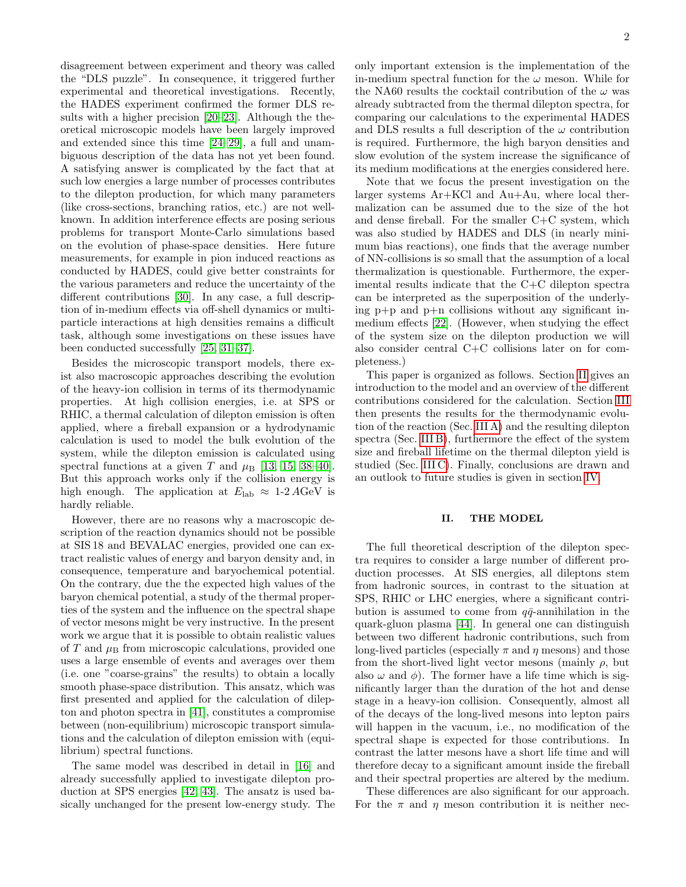disagreement between experiment and theory was called the "DLS puzzle". In consequence, it triggered further experimental and theoretical investigations. Recently, the HADES experiment confirmed the former DLS results with a higher precision [20–23]. Although the theoretical microscopic models have been largely improved and extended since this time [24–29], a full and unambiguous description of the data has not yet been found. A satisfying answer is complicated by the fact that at such low energies a large number of processes contributes to the dilepton production, for which many parameters (like cross-sections, branching ratios, etc.) are not well-known. In addition interference effects are posing serious problems for transport Monte-Carlo simulations based on the evolution of phase-space densities. Here future measurements, for example in pion induced reactions as conducted by HADES, could give better constraints for the various parameters and reduce the uncertainty of the different contributions [30]. In any case, a full description of in-medium effects via off-shell dynamics or multi-particle interactions at high densities remains a difficult task, although some investigations on these issues have been conducted successfully [25, 31–37].

Besides the microscopic transport models, there exist also macroscopic approaches describing the evolution of the heavy-ion collision in terms of its thermodynamic properties. At high collision energies, i.e. at SPS or RHIC, a thermal calculation of dilepton emission is often applied, where a fireball expansion or a hydrodynamic calculation is used to model the bulk evolution of the system, while the dilepton emission is calculated using spectral functions at a given $T$ and $\mu_{\mathrm{B}}$ [13, 15, 38–40]. But this approach works only if the collision energy is high enough. The application at $E_{\mathrm{lab}} \approx$ 1-2 $A$GeV is hardly reliable.

However, there are no reasons why a macroscopic description of the reaction dynamics should not be possible at SIS 18 and BEVALAC energies, provided one can extract realistic values of energy and baryon density and, in consequence, temperature and baryochemical potential. On the contrary, due the the expected high values of the baryon chemical potential, a study of the thermal properties of the system and the influence on the spectral shape of vector mesons might be very instructive. In the present work we argue that it is possible to obtain realistic values of $T$ and $\mu_{\mathrm{B}}$ from microscopic calculations, provided one uses a large ensemble of events and averages over them (i.e. one "coarse-grains" the results) to obtain a locally smooth phase-space distribution. This ansatz, which was first presented and applied for the calculation of dilepton and photon spectra in [41], constitutes a compromise between (non-equilibrium) microscopic transport simulations and the calculation of dilepton emission with (equilibrium) spectral functions.

The same model was described in detail in [16] and already successfully applied to investigate dilepton production at SPS energies [42, 43]. The ansatz is used basically unchanged for the present low-energy study. The only important extension is the implementation of the in-medium spectral function for the $\omega$ meson. While for the NA60 results the cocktail contribution of the $\omega$ was already subtracted from the thermal dilepton spectra, for comparing our calculations to the experimental HADES and DLS results a full description of the $\omega$ contribution is required. Furthermore, the high baryon densities and slow evolution of the system increase the significance of its medium modifications at the energies considered here.

Note that we focus the present investigation on the larger systems Ar+KCl and Au+Au, where local thermalization can be assumed due to the size of the hot and dense fireball. For the smaller C+C system, which was also studied by HADES and DLS (in nearly minimum bias reactions), one finds that the average number of NN-collisions is so small that the assumption of a local thermalization is questionable. Furthermore, the experimental results indicate that the C+C dilepton spectra can be interpreted as the superposition of the underlying p+p and p+n collisions without any significant in-medium effects [22]. (However, when studying the effect of the system size on the dilepton production we will also consider central C+C collisions later on for completeness.)

This paper is organized as follows. Section II gives an introduction to the model and an overview of the different contributions considered for the calculation. Section III then presents the results for the thermodynamic evolution of the reaction (Sec. III A) and the resulting dilepton spectra (Sec. III B), furthermore the effect of the system size and fireball lifetime on the thermal dilepton yield is studied (Sec. III C). Finally, conclusions are drawn and an outlook to future studies is given in section IV.

## II. THE MODEL

The full theoretical description of the dilepton spectra requires to consider a large number of different production processes. At SIS energies, all dileptons stem from hadronic sources, in contrast to the situation at SPS, RHIC or LHC energies, where a significant contribution is assumed to come from $q\bar{q}$-annihilation in the quark-gluon plasma [44]. In general one can distinguish between two different hadronic contributions, such from long-lived particles (especially $\pi$ and $\eta$ mesons) and those from the short-lived light vector mesons (mainly $\rho$, but also $\omega$ and $\phi$). The former have a life time which is significantly larger than the duration of the hot and dense stage in a heavy-ion collision. Consequently, almost all of the decays of the long-lived mesons into lepton pairs will happen in the vacuum, i.e., no modification of the spectral shape is expected for those contributions. In contrast the latter mesons have a short life time and will therefore decay to a significant amount inside the fireball and their spectral properties are altered by the medium.

These differences are also significant for our approach. For the $\pi$ and $\eta$ meson contribution it is neither nec-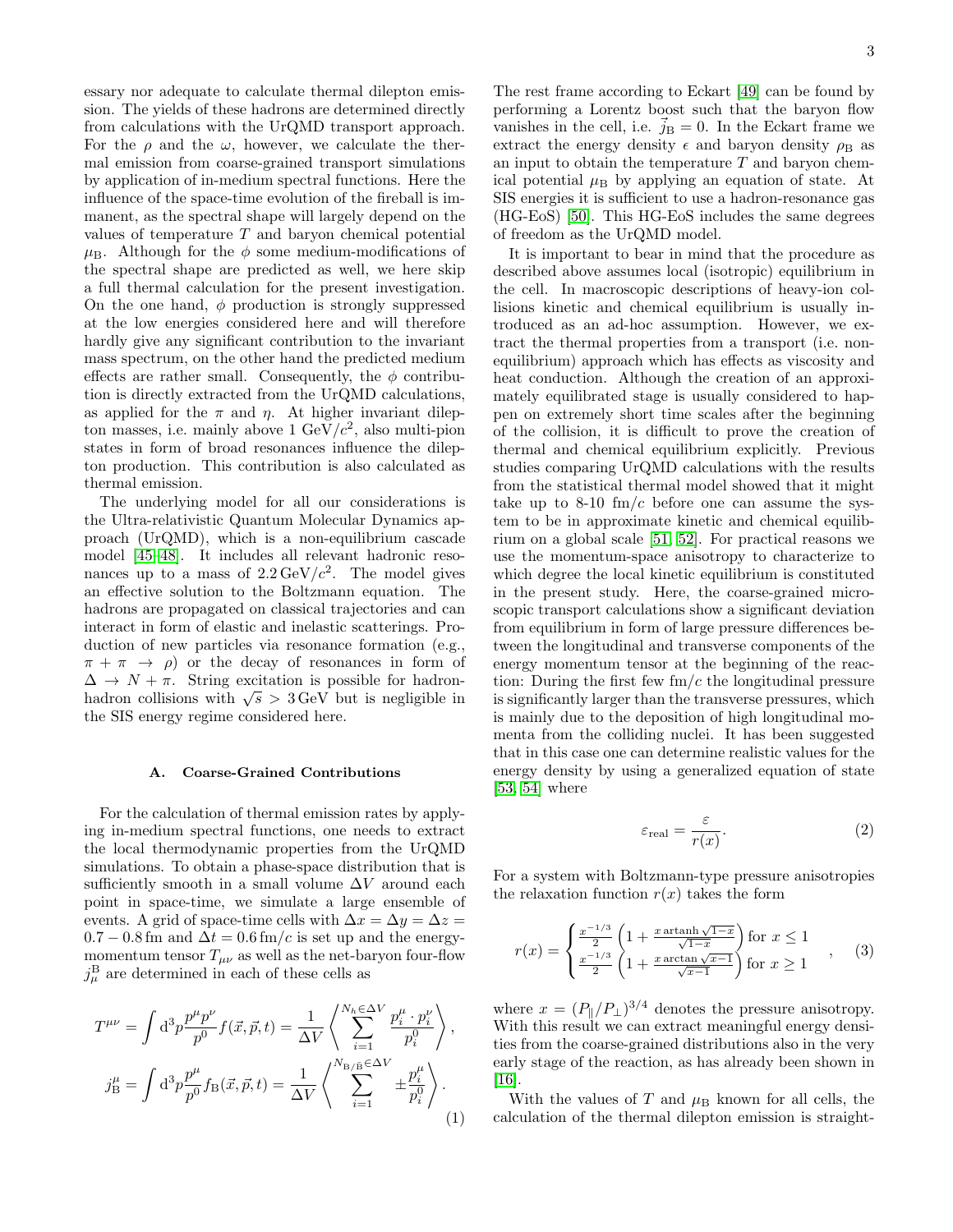essary nor adequate to calculate thermal dilepton emission. The yields of these hadrons are determined directly from calculations with the UrQMD transport approach. For the $\rho$ and the $\omega$, however, we calculate the thermal emission from coarse-grained transport simulations by application of in-medium spectral functions. Here the influence of the space-time evolution of the fireball is immanent, as the spectral shape will largely depend on the values of temperature $T$ and baryon chemical potential $\mu_{\mathrm{B}}$. Although for the $\phi$ some medium-modifications of the spectral shape are predicted as well, we here skip a full thermal calculation for the present investigation. On the one hand, $\phi$ production is strongly suppressed at the low energies considered here and will therefore hardly give any significant contribution to the invariant mass spectrum, on the other hand the predicted medium effects are rather small. Consequently, the $\phi$ contribution is directly extracted from the UrQMD calculations, as applied for the $\pi$ and $\eta$. At higher invariant dilepton masses, i.e. mainly above 1 GeV/$c^2$, also multi-pion states in form of broad resonances influence the dilepton production. This contribution is also calculated as thermal emission.

The underlying model for all our considerations is the Ultra-relativistic Quantum Molecular Dynamics approach (UrQMD), which is a non-equilibrium cascade model [45–48]. It includes all relevant hadronic resonances up to a mass of $2.2\,\mathrm{GeV}/c^2$. The model gives an effective solution to the Boltzmann equation. The hadrons are propagated on classical trajectories and can interact in form of elastic and inelastic scatterings. Production of new particles via resonance formation (e.g., $\pi + \pi \rightarrow \rho$) or the decay of resonances in form of $\Delta \rightarrow N + \pi$. String excitation is possible for hadron-hadron collisions with $\sqrt{s} > 3\,\mathrm{GeV}$ but is negligible in the SIS energy regime considered here.

### A. Coarse-Grained Contributions

For the calculation of thermal emission rates by applying in-medium spectral functions, one needs to extract the local thermodynamic properties from the UrQMD simulations. To obtain a phase-space distribution that is sufficiently smooth in a small volume $\Delta V$ around each point in space-time, we simulate a large ensemble of events. A grid of space-time cells with $\Delta x = \Delta y = \Delta z = 0.7-0.8\,\mathrm{fm}$ and $\Delta t = 0.6\,\mathrm{fm}/c$ is set up and the energy-momentum tensor $T_{\mu\nu}$ as well as the net-baryon four-flow $j^{\mathrm{B}}_{\mu}$ are determined in each of these cells as

$$
\begin{aligned}
T^{\mu\nu} &= \int \mathrm{d}^3p \frac{p^{\mu}p^{\nu}}{p^0} f(\vec{x},\vec{p},t) = \frac{1}{\Delta V} \left\langle \sum_{i=1}^{N_h \in \Delta V} \frac{p_i^{\mu} \cdot p_i^{\nu}}{p_i^0} \right\rangle, \\
j_{\mathrm{B}}^{\mu} &= \int \mathrm{d}^3p \frac{p^{\mu}}{p^0} f_{\mathrm{B}}(\vec{x},\vec{p},t) = \frac{1}{\Delta V} \left\langle \sum_{i=1}^{N_{\mathrm{B}/\bar{\mathrm{B}}} \in \Delta V} \pm \frac{p_i^{\mu}}{p_i^0} \right\rangle.
\end{aligned}
\tag{1}
$$

The rest frame according to Eckart [49] can be found by performing a Lorentz boost such that the baryon flow vanishes in the cell, i.e. $\vec{j}_{\mathrm{B}} = 0$. In the Eckart frame we extract the energy density $\epsilon$ and baryon density $\rho_{\mathrm{B}}$ as an input to obtain the temperature $T$ and baryon chemical potential $\mu_{\mathrm{B}}$ by applying an equation of state. At SIS energies it is sufficient to use a hadron-resonance gas (HG-EoS) [50]. This HG-EoS includes the same degrees of freedom as the UrQMD model.

It is important to bear in mind that the procedure as described above assumes local (isotropic) equilibrium in the cell. In macroscopic descriptions of heavy-ion collisions kinetic and chemical equilibrium is usually introduced as an ad-hoc assumption. However, we extract the thermal properties from a transport (i.e. non-equilibrium) approach which has effects as viscosity and heat conduction. Although the creation of an approximately equilibrated stage is usually considered to happen on extremely short time scales after the beginning of the collision, it is difficult to prove the creation of thermal and chemical equilibrium explicitly. Previous studies comparing UrQMD calculations with the results from the statistical thermal model showed that it might take up to 8-10 fm/$c$ before one can assume the system to be in approximate kinetic and chemical equilibrium on a global scale [51, 52]. For practical reasons we use the momentum-space anisotropy to characterize to which degree the local kinetic equilibrium is constituted in the present study. Here, the coarse-grained microscopic transport calculations show a significant deviation from equilibrium in form of large pressure differences between the longitudinal and transverse components of the energy momentum tensor at the beginning of the reaction: During the first few fm/$c$ the longitudinal pressure is significantly larger than the transverse pressures, which is mainly due to the deposition of high longitudinal momenta from the colliding nuclei. It has been suggested that in this case one can determine realistic values for the energy density by using a generalized equation of state [53, 54] where

$$
\varepsilon_{\mathrm{real}} = \frac{\varepsilon}{r(x)}. \tag{2}
$$

For a system with Boltzmann-type pressure anisotropies the relaxation function $r(x)$ takes the form

$$
r(x) = \begin{cases} \frac{x^{-1/3}}{2}\left(1 + \frac{x \,\mathrm{artanh}\sqrt{1-x}}{\sqrt{1-x}}\right) \text{for } x \leq 1 \\ \frac{x^{-1/3}}{2}\left(1 + \frac{x \arctan\sqrt{x-1}}{\sqrt{x-1}}\right) \text{for } x \geq 1 \end{cases}, \tag{3}
$$

where $x = (P_{\parallel}/P_{\perp})^{3/4}$ denotes the pressure anisotropy. With this result we can extract meaningful energy densities from the coarse-grained distributions also in the very early stage of the reaction, as has already been shown in [16].

With the values of $T$ and $\mu_{\mathrm{B}}$ known for all cells, the calculation of the thermal dilepton emission is straight-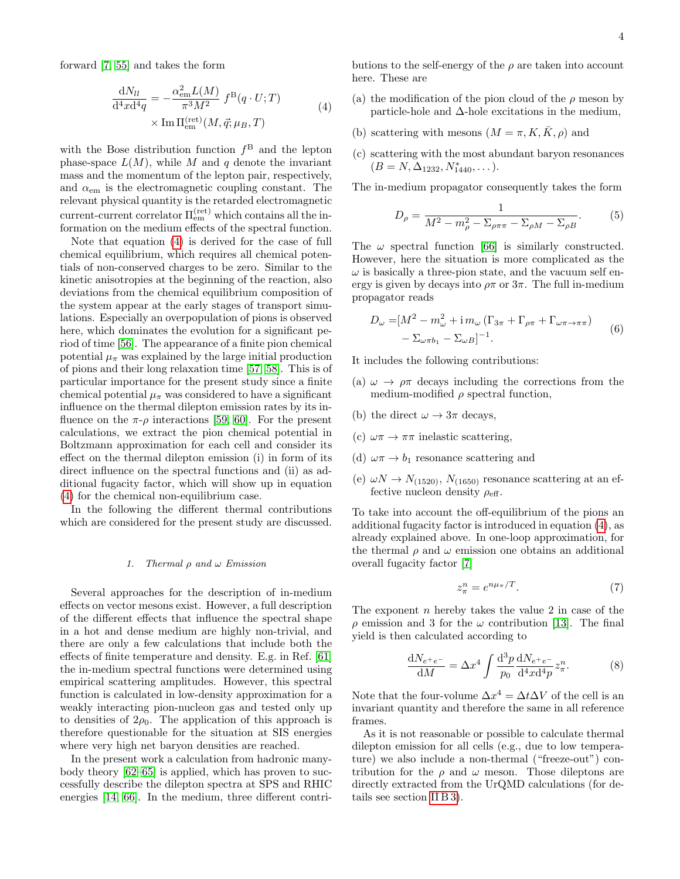forward [7, 55] and takes the form

$$\frac{\mathrm{d}N_{ll}}{\mathrm{d}^4x\mathrm{d}^4q} = -\frac{\alpha_{\mathrm{em}}^2 L(M)}{\pi^3 M^2}\, f^{\mathrm{B}}(q\cdot U;T) \times \mathrm{Im}\,\Pi_{\mathrm{em}}^{(\mathrm{ret})}(M,\vec{q};\mu_B,T) \tag{4}$$

with the Bose distribution function $f^{\mathrm{B}}$ and the lepton phase-space $L(M)$, while $M$ and $q$ denote the invariant mass and the momentum of the lepton pair, respectively, and $\alpha_{\mathrm{em}}$ is the electromagnetic coupling constant. The relevant physical quantity is the retarded electromagnetic current-current correlator $\Pi_{\mathrm{em}}^{(\mathrm{ret})}$ which contains all the information on the medium effects of the spectral function.

Note that equation (4) is derived for the case of full chemical equilibrium, which requires all chemical potentials of non-conserved charges to be zero. Similar to the kinetic anisotropies at the beginning of the reaction, also deviations from the chemical equilibrium composition of the system appear at the early stages of transport simulations. Especially an overpopulation of pions is observed here, which dominates the evolution for a significant period of time [56]. The appearance of a finite pion chemical potential $\mu_\pi$ was explained by the large initial production of pions and their long relaxation time [57, 58]. This is of particular importance for the present study since a finite chemical potential $\mu_\pi$ was considered to have a significant influence on the thermal dilepton emission rates by its influence on the $\pi$-$\rho$ interactions [59, 60]. For the present calculations, we extract the pion chemical potential in Boltzmann approximation for each cell and consider its effect on the thermal dilepton emission (i) in form of its direct influence on the spectral functions and (ii) as additional fugacity factor, which will show up in equation (4) for the chemical non-equilibrium case.

In the following the different thermal contributions which are considered for the present study are discussed.

#### 1. Thermal $\rho$ and $\omega$ Emission

Several approaches for the description of in-medium effects on vector mesons exist. However, a full description of the different effects that influence the spectral shape in a hot and dense medium are highly non-trivial, and there are only a few calculations that include both the effects of finite temperature and density. E.g. in Ref. [61] the in-medium spectral functions were determined using empirical scattering amplitudes. However, this spectral function is calculated in low-density approximation for a weakly interacting pion-nucleon gas and tested only up to densities of $2\rho_0$. The application of this approach is therefore questionable for the situation at SIS energies where very high net baryon densities are reached.

In the present work a calculation from hadronic many-body theory [62–65] is applied, which has proven to successfully describe the dilepton spectra at SPS and RHIC energies [14, 66]. In the medium, three different contributions to the self-energy of the $\rho$ are taken into account here. These are

(a) the modification of the pion cloud of the $\rho$ meson by particle-hole and $\Delta$-hole excitations in the medium,

(b) scattering with mesons ($M = \pi, K, \bar{K}, \rho$) and

(c) scattering with the most abundant baryon resonances ($B = N, \Delta_{1232}, N^*_{1440}, \dots$).

The in-medium propagator consequently takes the form

$$D_\rho = \frac{1}{M^2 - m_\rho^2 - \Sigma_{\rho\pi\pi} - \Sigma_{\rho M} - \Sigma_{\rho B}}. \tag{5}$$

The $\omega$ spectral function [66] is similarly constructed. However, here the situation is more complicated as the $\omega$ is basically a three-pion state, and the vacuum self energy is given by decays into $\rho\pi$ or $3\pi$. The full in-medium propagator reads

$$D_\omega = [M^2 - m_\omega^2 + \mathrm{i}\, m_\omega\left(\Gamma_{3\pi} + \Gamma_{\rho\pi} + \Gamma_{\omega\pi\to\pi\pi}\right) - \Sigma_{\omega\pi b_1} - \Sigma_{\omega B}]^{-1}. \tag{6}$$

It includes the following contributions:

(a) $\omega \to \rho\pi$ decays including the corrections from the medium-modified $\rho$ spectral function,

(b) the direct $\omega \to 3\pi$ decays,

(c) $\omega\pi \to \pi\pi$ inelastic scattering,

(d) $\omega\pi \to b_1$ resonance scattering and

(e) $\omega N \to N_{(1520)}$, $N_{(1650)}$ resonance scattering at an effective nucleon density $\rho_{\mathrm{eff}}$.

To take into account the off-equilibrium of the pions an additional fugacity factor is introduced in equation (4), as already explained above. In one-loop approximation, for the thermal $\rho$ and $\omega$ emission one obtains an additional overall fugacity factor [7]

$$z_\pi^n = e^{n\mu_\pi/T}. \tag{7}$$

The exponent $n$ hereby takes the value 2 in case of the $\rho$ emission and 3 for the $\omega$ contribution [13]. The final yield is then calculated according to

$$\frac{\mathrm{d}N_{e^+e^-}}{\mathrm{d}M} = \Delta x^4 \int \frac{\mathrm{d}^3p}{p_0}\frac{\mathrm{d}N_{e^+e^-}}{\mathrm{d}^4x\mathrm{d}^4p} z_\pi^n. \tag{8}$$

Note that the four-volume $\Delta x^4 = \Delta t \Delta V$ of the cell is an invariant quantity and therefore the same in all reference frames.

As it is not reasonable or possible to calculate thermal dilepton emission for all cells (e.g., due to low temperature) we also include a non-thermal ("freeze-out") contribution for the $\rho$ and $\omega$ meson. Those dileptons are directly extracted from the UrQMD calculations (for details see section II B 3).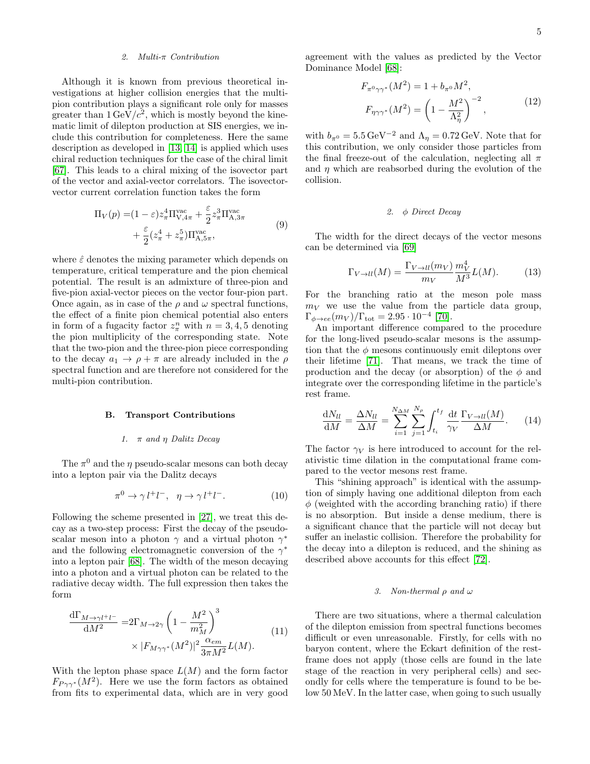#### 2. Multi-π Contribution

Although it is known from previous theoretical investigations at higher collision energies that the multi-pion contribution plays a significant role only for masses greater than $1\,\mathrm{GeV}/c^2$, which is mostly beyond the kinematic limit of dilepton production at SIS energies, we include this contribution for completeness. Here the same description as developed in [13, 14] is applied which uses chiral reduction techniques for the case of the chiral limit [67]. This leads to a chiral mixing of the isovector part of the vector and axial-vector correlators. The isovector-vector current correlation function takes the form

$$\begin{aligned}\Pi_V(p) =&(1-\varepsilon) z_\pi^4 \Pi^{\mathrm{vac}}_{\mathrm{V},4\pi} + \frac{\varepsilon}{2} z_\pi^3 \Pi^{\mathrm{vac}}_{\mathrm{A},3\pi} \\ &+ \frac{\varepsilon}{2}(z_\pi^4 + z_\pi^5)\Pi^{\mathrm{vac}}_{\mathrm{A},5\pi},\end{aligned} \tag{9}$$

where $\hat{\varepsilon}$ denotes the mixing parameter which depends on temperature, critical temperature and the pion chemical potential. The result is an admixture of three-pion and five-pion axial-vector pieces on the vector four-pion part. Once again, as in case of the $\rho$ and $\omega$ spectral functions, the effect of a finite pion chemical potential also enters in form of a fugacity factor $z_\pi^n$ with $n = 3, 4, 5$ denoting the pion multiplicity of the corresponding state. Note that the two-pion and the three-pion piece corresponding to the decay $a_1 \to \rho + \pi$ are already included in the $\rho$ spectral function and are therefore not considered for the multi-pion contribution.

### B. Transport Contributions

#### 1. π and η Dalitz Decay

The $\pi^0$ and the $\eta$ pseudo-scalar mesons can both decay into a lepton pair via the Dalitz decays

$$\pi^0 \to \gamma\, l^+ l^-, \quad \eta \to \gamma\, l^+ l^-. \tag{10}$$

Following the scheme presented in [27], we treat this decay as a two-step process: First the decay of the pseudo-scalar meson into a photon $\gamma$ and a virtual photon $\gamma^*$ and the following electromagnetic conversion of the $\gamma^*$ into a lepton pair [68]. The width of the meson decaying into a photon and a virtual photon can be related to the radiative decay width. The full expression then takes the form

$$\begin{aligned}\frac{\mathrm{d}\Gamma_{M\to\gamma l^+l^-}}{\mathrm{d}M^2} =& 2\Gamma_{M\to 2\gamma}\left(1-\frac{M^2}{m_M^2}\right)^3 \\ &\times |F_{M\gamma\gamma^*}(M^2)|^2 \frac{\alpha_{em}}{3\pi M^2} L(M).\end{aligned} \tag{11}$$

With the lepton phase space $L(M)$ and the form factor $F_{P\gamma\gamma^*}(M^2)$. Here we use the form factors as obtained from fits to experimental data, which are in very good agreement with the values as predicted by the Vector Dominance Model [68]:

$$\begin{aligned}F_{\pi^0\gamma\gamma^*}(M^2) &= 1 + b_{\pi^0} M^2, \\ F_{\eta\gamma\gamma^*}(M^2) &= \left(1 - \frac{M^2}{\Lambda_\eta^2}\right)^{-2},\end{aligned} \tag{12}$$

with $b_{\pi^0} = 5.5\,\mathrm{GeV}^{-2}$ and $\Lambda_\eta = 0.72\,\mathrm{GeV}$. Note that for this contribution, we only consider those particles from the final freeze-out of the calculation, neglecting all $\pi$ and $\eta$ which are reabsorbed during the evolution of the collision.

#### 2. φ Direct Decay

The width for the direct decays of the vector mesons can be determined via [69]

$$\Gamma_{V\to ll}(M) = \frac{\Gamma_{V\to ll}(m_V)}{m_V}\frac{m_V^4}{M^3} L(M). \tag{13}$$

For the branching ratio at the meson pole mass $m_V$ we use the value from the particle data group, $\Gamma_{\phi\to ee}(m_V)/\Gamma_{\mathrm{tot}} = 2.95\cdot 10^{-4}$ [70].

An important difference compared to the procedure for the long-lived pseudo-scalar mesons is the assumption that the $\phi$ mesons continuously emit dileptons over their lifetime [71]. That means, we track the time of production and the decay (or absorption) of the $\phi$ and integrate over the corresponding lifetime in the particle's rest frame.

$$\frac{\mathrm{d}N_{ll}}{\mathrm{d}M} = \frac{\Delta N_{ll}}{\Delta M} = \sum_{i=1}^{N_{\Delta M}}\sum_{j=1}^{N_\rho}\int_{t_i}^{t_f}\frac{\mathrm{d}t}{\gamma_V}\frac{\Gamma_{V\to ll}(M)}{\Delta M}. \tag{14}$$

The factor $\gamma_V$ is here introduced to account for the relativistic time dilation in the computational frame compared to the vector mesons rest frame.

This "shining approach" is identical with the assumption of simply having one additional dilepton from each $\phi$ (weighted with the according branching ratio) if there is no absorption. But inside a dense medium, there is a significant chance that the particle will not decay but suffer an inelastic collision. Therefore the probability for the decay into a dilepton is reduced, and the shining as described above accounts for this effect [72].

#### 3. Non-thermal ρ and ω

There are two situations, where a thermal calculation of the dilepton emission from spectral functions becomes difficult or even unreasonable. Firstly, for cells with no baryon content, where the Eckart definition of the rest-frame does not apply (those cells are found in the late stage of the reaction in very peripheral cells) and secondly for cells where the temperature is found to be below 50 MeV. In the latter case, when going to such usually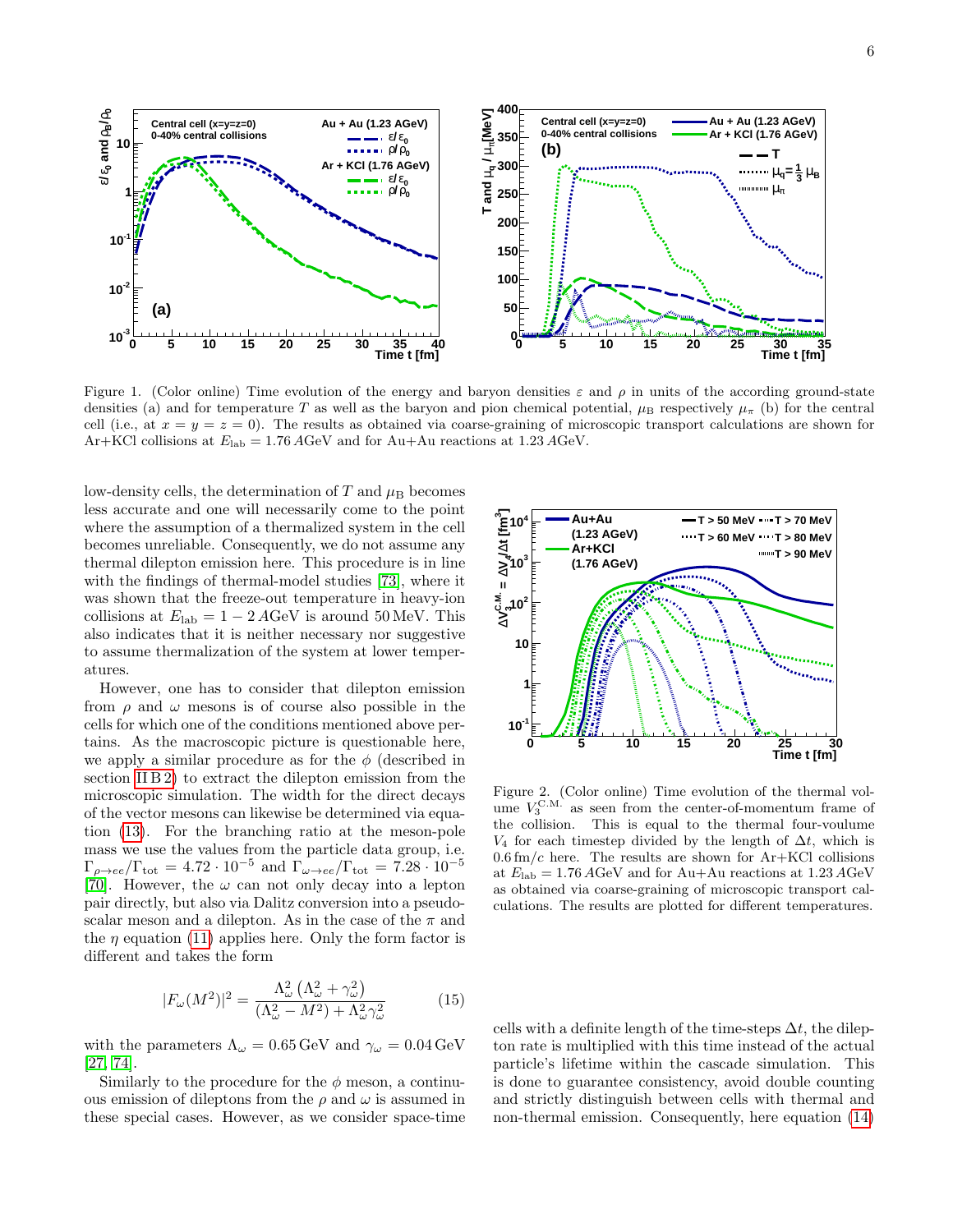Figure 1. (Color online) Time evolution of the energy and baryon densities $\varepsilon$ and $\rho$ in units of the according ground-state densities (a) and for temperature $T$ as well as the baryon and pion chemical potential, $\mu_B$ respectively $\mu_\pi$ (b) for the central cell (i.e., at $x = y = z = 0$). The results as obtained via coarse-graining of microscopic transport calculations are shown for Ar+KCl collisions at $E_{\rm lab} = 1.76\,A$GeV and for Au+Au reactions at $1.23\,A$GeV.

low-density cells, the determination of $T$ and $\mu_B$ becomes less accurate and one will necessarily come to the point where the assumption of a thermalized system in the cell becomes unreliable. Consequently, we do not assume any thermal dilepton emission here. This procedure is in line with the findings of thermal-model studies [73], where it was shown that the freeze-out temperature in heavy-ion collisions at $E_{\rm lab} = 1-2\,A$GeV is around 50 MeV. This also indicates that it is neither necessary nor suggestive to assume thermalization of the system at lower temperatures.

However, one has to consider that dilepton emission from $\rho$ and $\omega$ mesons is of course also possible in the cells for which one of the conditions mentioned above pertains. As the macroscopic picture is questionable here, we apply a similar procedure as for the $\phi$ (described in section II B 2) to extract the dilepton emission from the microscopic simulation. The width for the direct decays of the vector mesons can likewise be determined via equation (13). For the branching ratio at the meson-pole mass we use the values from the particle data group, i.e. $\Gamma_{\rho\to ee}/\Gamma_{\rm tot} = 4.72\cdot 10^{-5}$ and $\Gamma_{\omega\to ee}/\Gamma_{\rm tot} = 7.28\cdot 10^{-5}$ [70]. However, the $\omega$ can not only decay into a lepton pair directly, but also via Dalitz conversion into a pseudo-scalar meson and a dilepton. As in the case of the $\pi$ and the $\eta$ equation (11) applies here. Only the form factor is different and takes the form

$$|F_\omega(M^2)|^2 = \frac{\Lambda_\omega^2\left(\Lambda_\omega^2+\gamma_\omega^2\right)}{(\Lambda_\omega^2-M^2)+\Lambda_\omega^2\gamma_\omega^2} \tag{15}$$

with the parameters $\Lambda_\omega = 0.65$ GeV and $\gamma_\omega = 0.04$ GeV [27, 74].

Similarly to the procedure for the $\phi$ meson, a continuous emission of dileptons from the $\rho$ and $\omega$ is assumed in these special cases. However, as we consider space-time cells with a definite length of the time-steps $\Delta t$, the dilepton rate is multiplied with this time instead of the actual particle's lifetime within the cascade simulation. This is done to guarantee consistency, avoid double counting and strictly distinguish between cells with thermal and non-thermal emission. Consequently, here equation (14)

Figure 2. (Color online) Time evolution of the thermal volume $V_3^{\rm C.M.}$ as seen from the center-of-momentum frame of the collision. This is equal to the thermal four-voulume $V_4$ for each timestep divided by the length of $\Delta t$, which is $0.6\,{\rm fm}/c$ here. The results are shown for Ar+KCl collisions at $E_{\rm lab} = 1.76\,A$GeV and for Au+Au reactions at $1.23\,A$GeV as obtained via coarse-graining of microscopic transport calculations. The results are plotted for different temperatures.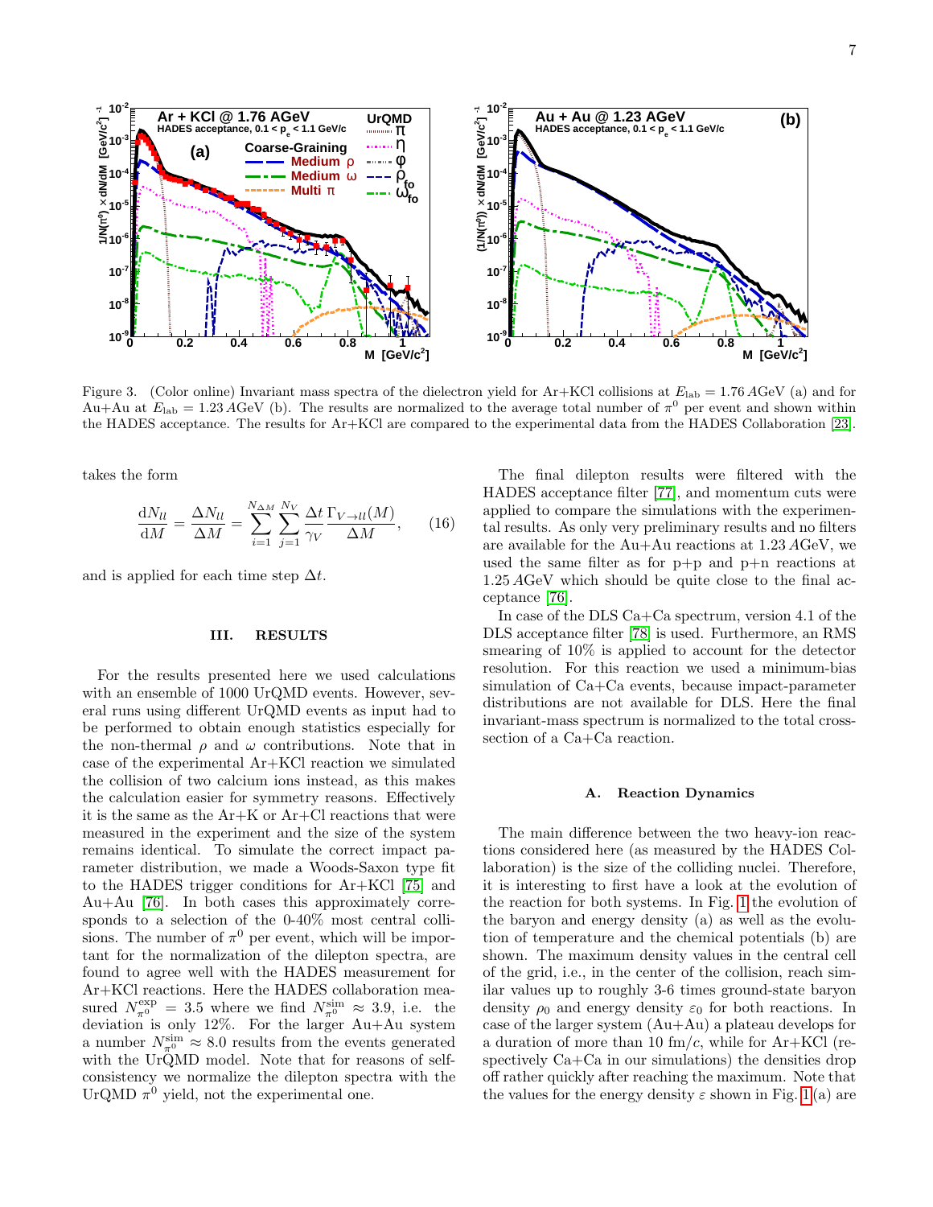Figure 3. (Color online) Invariant mass spectra of the dielectron yield for Ar+KCl collisions at $E_{\rm lab} = 1.76\,A$GeV (a) and for Au+Au at $E_{\rm lab} = 1.23\,A$GeV (b). The results are normalized to the average total number of $\pi^0$ per event and shown within the HADES acceptance. The results for Ar+KCl are compared to the experimental data from the HADES Collaboration [23].

takes the form

$$\frac{\mathrm{d}N_{ll}}{\mathrm{d}M} = \frac{\Delta N_{ll}}{\Delta M} = \sum_{i=1}^{N_{\Delta M}} \sum_{j=1}^{N_V} \frac{\Delta t}{\gamma_V} \frac{\Gamma_{V\to ll}(M)}{\Delta M}, \qquad (16)$$

and is applied for each time step $\Delta t$.

## III. RESULTS

For the results presented here we used calculations with an ensemble of 1000 UrQMD events. However, several runs using different UrQMD events as input had to be performed to obtain enough statistics especially for the non-thermal $\rho$ and $\omega$ contributions. Note that in case of the experimental Ar+KCl reaction we simulated the collision of two calcium ions instead, as this makes the calculation easier for symmetry reasons. Effectively it is the same as the Ar+K or Ar+Cl reactions that were measured in the experiment and the size of the system remains identical. To simulate the correct impact parameter distribution, we made a Woods-Saxon type fit to the HADES trigger conditions for Ar+KCl [75] and Au+Au [76]. In both cases this approximately corresponds to a selection of the 0-40% most central collisions. The number of $\pi^0$ per event, which will be important for the normalization of the dilepton spectra, are found to agree well with the HADES measurement for Ar+KCl reactions. Here the HADES collaboration measured $N_{\pi^0}^{\rm exp} = 3.5$ where we find $N_{\pi^0}^{\rm sim} \approx 3.9$, i.e. the deviation is only 12%. For the larger Au+Au system a number $N_{\pi^0}^{\rm sim} \approx 8.0$ results from the events generated with the UrQMD model. Note that for reasons of self-consistency we normalize the dilepton spectra with the UrQMD $\pi^0$ yield, not the experimental one.

The final dilepton results were filtered with the HADES acceptance filter [77], and momentum cuts were applied to compare the simulations with the experimental results. As only very preliminary results and no filters are available for the Au+Au reactions at $1.23\,A$GeV, we used the same filter as for p+p and p+n reactions at $1.25\,A$GeV which should be quite close to the final acceptance [76].

In case of the DLS Ca+Ca spectrum, version 4.1 of the DLS acceptance filter [78] is used. Furthermore, an RMS smearing of 10% is applied to account for the detector resolution. For this reaction we used a minimum-bias simulation of Ca+Ca events, because impact-parameter distributions are not available for DLS. Here the final invariant-mass spectrum is normalized to the total cross-section of a Ca+Ca reaction.

### A. Reaction Dynamics

The main difference between the two heavy-ion reactions considered here (as measured by the HADES Collaboration) is the size of the colliding nuclei. Therefore, it is interesting to first have a look at the evolution of the reaction for both systems. In Fig. 1 the evolution of the baryon and energy density (a) as well as the evolution of temperature and the chemical potentials (b) are shown. The maximum density values in the central cell of the grid, i.e., in the center of the collision, reach similar values up to roughly 3-6 times ground-state baryon density $\rho_0$ and energy density $\varepsilon_0$ for both reactions. In case of the larger system (Au+Au) a plateau develops for a duration of more than 10 fm/$c$, while for Ar+KCl (respectively Ca+Ca in our simulations) the densities drop off rather quickly after reaching the maximum. Note that the values for the energy density $\varepsilon$ shown in Fig. 1(a) are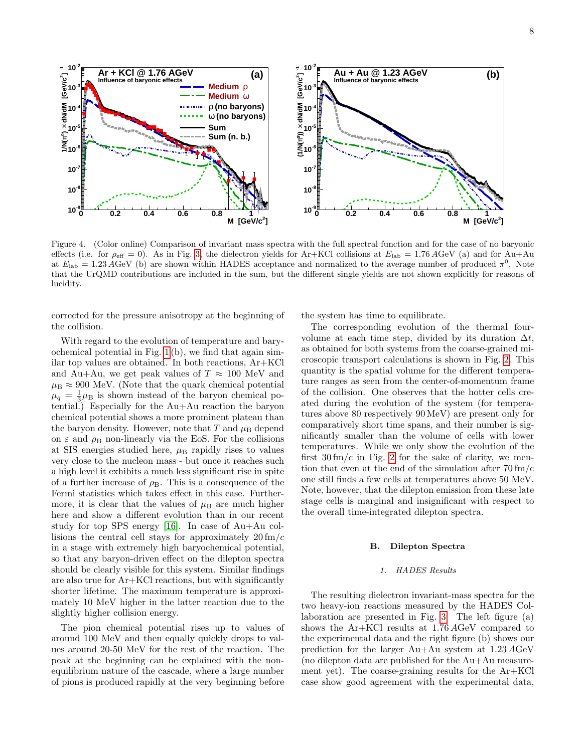Figure 4. (Color online) Comparison of invariant mass spectra with the full spectral function and for the case of no baryonic effects (i.e. for $\rho_{\rm eff} = 0$). As in Fig. 3, the dielectron yields for Ar+KCl collisions at $E_{\rm lab} = 1.76\,A$GeV (a) and for Au+Au at $E_{\rm lab} = 1.23\,A$GeV (b) are shown within HADES acceptance and normalized to the average number of produced $\pi^0$. Note that the UrQMD contributions are included in the sum, but the different single yields are not shown explicitly for reasons of lucidity.

corrected for the pressure anisotropy at the beginning of the collision.

With regard to the evolution of temperature and baryochemical potential in Fig. 1 (b), we find that again similar top values are obtained. In both reactions, Ar+KCl and Au+Au, we get peak values of $T \approx 100$ MeV and $\mu_{\rm B} \approx 900$ MeV. (Note that the quark chemical potential $\mu_q = \frac{1}{3}\mu_{\rm B}$ is shown instead of the baryon chemical potential.) Especially for the Au+Au reaction the baryon chemical potential shows a more prominent plateau than the baryon density. However, note that $T$ and $\mu_{\rm B}$ depend on $\varepsilon$ and $\rho_{\rm B}$ non-linearly via the EoS. For the collisions at SIS energies studied here, $\mu_{\rm B}$ rapidly rises to values very close to the nucleon mass - but once it reaches such a high level it exhibits a much less significant rise in spite of a further increase of $\rho_{\rm B}$. This is a consequence of the Fermi statistics which takes effect in this case. Furthermore, it is clear that the values of $\mu_{\rm B}$ are much higher here and show a different evolution than in our recent study for top SPS energy [16]. In case of Au+Au collisions the central cell stays for approximately $20\,{\rm fm}/c$ in a stage with extremely high baryochemical potential, so that any baryon-driven effect on the dilepton spectra should be clearly visible for this system. Similar findings are also true for Ar+KCl reactions, but with significantly shorter lifetime. The maximum temperature is approximately 10 MeV higher in the latter reaction due to the slightly higher collision energy.

The pion chemical potential rises up to values of around 100 MeV and then equally quickly drops to values around 20-50 MeV for the rest of the reaction. The peak at the beginning can be explained with the non-equilibrium nature of the cascade, where a large number of pions is produced rapidly at the very beginning before the system has time to equilibrate.

The corresponding evolution of the thermal four-volume at each time step, divided by its duration $\Delta t$, as obtained for both systems from the coarse-grained microscopic transport calculations is shown in Fig. 2. This quantity is the spatial volume for the different temperature ranges as seen from the center-of-momentum frame of the collision. One observes that the hotter cells created during the evolution of the system (for temperatures above 80 respectively 90 MeV) are present only for comparatively short time spans, and their number is significantly smaller than the volume of cells with lower temperatures. While we only show the evolution of the first $30\,{\rm fm}/c$ in Fig. 2 for the sake of clarity, we mention that even at the end of the simulation after $70\,{\rm fm}/c$ one still finds a few cells at temperatures above 50 MeV. Note, however, that the dilepton emission from these late stage cells is marginal and insignificant with respect to the overall time-integrated dilepton spectra.

## B. Dilepton Spectra

### 1. HADES Results

The resulting dielectron invariant-mass spectra for the two heavy-ion reactions measured by the HADES Collaboration are presented in Fig. 3. The left figure (a) shows the Ar+KCl results at $1.76\,A$GeV compared to the experimental data and the right figure (b) shows our prediction for the larger Au+Au system at $1.23\,A$GeV (no dilepton data are published for the Au+Au measurement yet). The coarse-graining results for the Ar+KCl case show good agreement with the experimental data,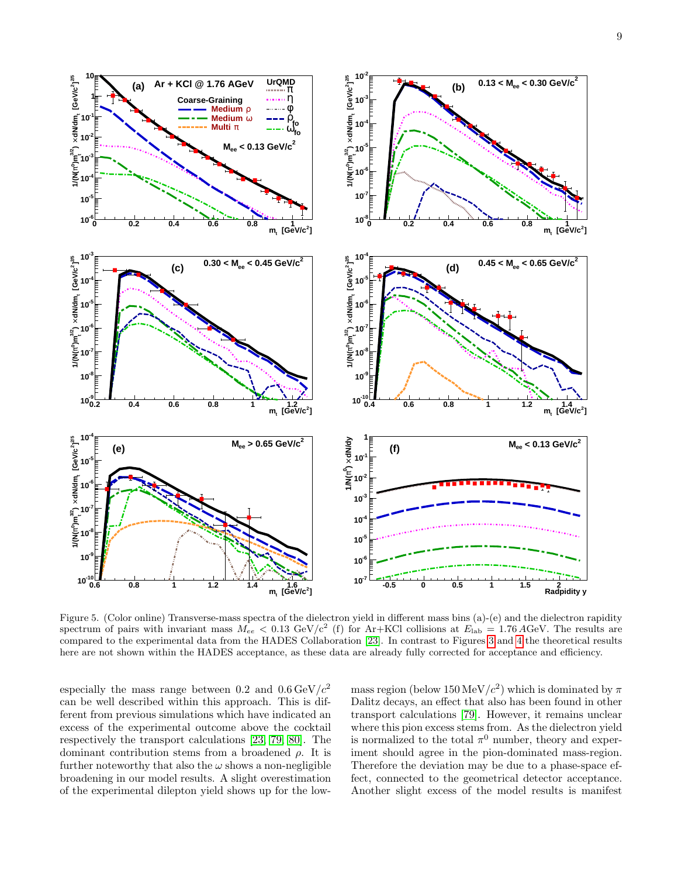Figure 5. (Color online) Transverse-mass spectra of the dielectron yield in different mass bins (a)-(e) and the dielectron rapidity spectrum of pairs with invariant mass $M_{ee} < 0.13$ GeV/$c^2$ (f) for Ar+KCl collisions at $E_{\mathrm{lab}} = 1.76\,A$GeV. The results are compared to the experimental data from the HADES Collaboration [23]. In contrast to Figures 3 and 4 the theoretical results here are not shown within the HADES acceptance, as these data are already fully corrected for acceptance and efficiency.

especially the mass range between 0.2 and 0.6 GeV/$c^2$ can be well described within this approach. This is different from previous simulations which have indicated an excess of the experimental outcome above the cocktail respectively the transport calculations [23, 79, 80]. The dominant contribution stems from a broadened $\rho$. It is further noteworthy that also the $\omega$ shows a non-negligible broadening in our model results. A slight overestimation of the experimental dilepton yield shows up for the low-mass region (below 150 MeV/$c^2$) which is dominated by $\pi$ Dalitz decays, an effect that also has been found in other transport calculations [79]. However, it remains unclear where this pion excess stems from. As the dielectron yield is normalized to the total $\pi^0$ number, theory and experiment should agree in the pion-dominated mass-region. Therefore the deviation may be due to a phase-space effect, connected to the geometrical detector acceptance. Another slight excess of the model results is manifest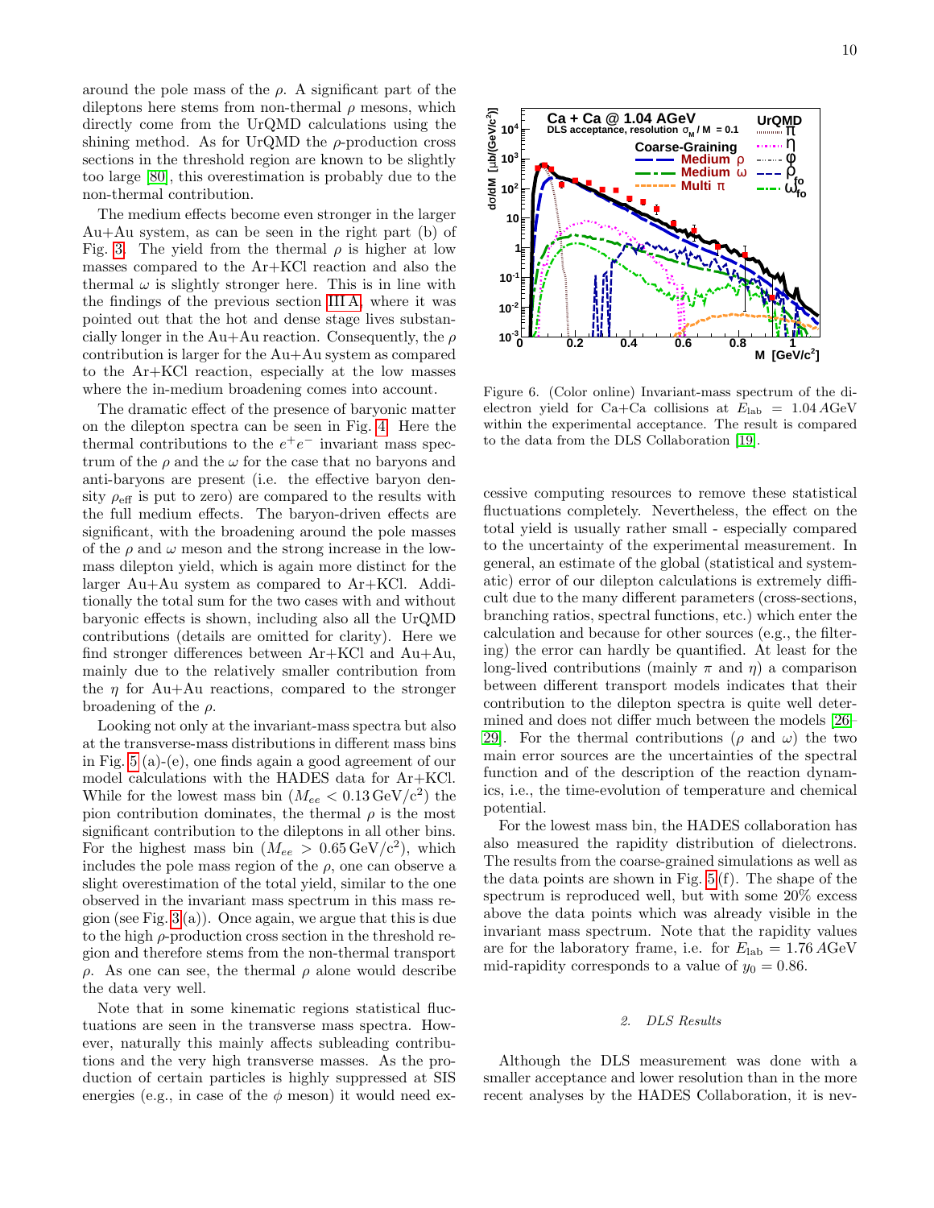around the pole mass of the $\rho$. A significant part of the dileptons here stems from non-thermal $\rho$ mesons, which directly come from the UrQMD calculations using the shining method. As for UrQMD the $\rho$-production cross sections in the threshold region are known to be slightly too large [80], this overestimation is probably due to the non-thermal contribution.

The medium effects become even stronger in the larger Au+Au system, as can be seen in the right part (b) of Fig. 3. The yield from the thermal $\rho$ is higher at low masses compared to the Ar+KCl reaction and also the thermal $\omega$ is slightly stronger here. This is in line with the findings of the previous section III A, where it was pointed out that the hot and dense stage lives substancially longer in the Au+Au reaction. Consequently, the $\rho$ contribution is larger for the Au+Au system as compared to the Ar+KCl reaction, especially at the low masses where the in-medium broadening comes into account.

The dramatic effect of the presence of baryonic matter on the dilepton spectra can be seen in Fig. 4. Here the thermal contributions to the $e^+e^-$ invariant mass spectrum of the $\rho$ and the $\omega$ for the case that no baryons and anti-baryons are present (i.e. the effective baryon density $\rho_{\text{eff}}$ is put to zero) are compared to the results with the full medium effects. The baryon-driven effects are significant, with the broadening around the pole masses of the $\rho$ and $\omega$ meson and the strong increase in the low-mass dilepton yield, which is again more distinct for the larger Au+Au system as compared to Ar+KCl. Additionally the total sum for the two cases with and without baryonic effects is shown, including also all the UrQMD contributions (details are omitted for clarity). Here we find stronger differences between Ar+KCl and Au+Au, mainly due to the relatively smaller contribution from the $\eta$ for Au+Au reactions, compared to the stronger broadening of the $\rho$.

Looking not only at the invariant-mass spectra but also at the transverse-mass distributions in different mass bins in Fig. 5 (a)-(e), one finds again a good agreement of our model calculations with the HADES data for Ar+KCl. While for the lowest mass bin ($M_{ee} < 0.13\,\text{GeV/c}^2$) the pion contribution dominates, the thermal $\rho$ is the most significant contribution to the dileptons in all other bins. For the highest mass bin ($M_{ee} > 0.65\,\text{GeV/c}^2$), which includes the pole mass region of the $\rho$, one can observe a slight overestimation of the total yield, similar to the one observed in the invariant mass spectrum in this mass region (see Fig. 3 (a)). Once again, we argue that this is due to the high $\rho$-production cross section in the threshold region and therefore stems from the non-thermal transport $\rho$. As one can see, the thermal $\rho$ alone would describe the data very well.

Note that in some kinematic regions statistical fluctuations are seen in the transverse mass spectra. However, naturally this mainly affects subleading contributions and the very high transverse masses. As the production of certain particles is highly suppressed at SIS energies (e.g., in case of the $\phi$ meson) it would need excessive computing resources to remove these statistical fluctuations completely. Nevertheless, the effect on the total yield is usually rather small - especially compared to the uncertainty of the experimental measurement. In general, an estimate of the global (statistical and systematic) error of our dilepton calculations is extremely difficult due to the many different parameters (cross-sections, branching ratios, spectral functions, etc.) which enter the calculation and because for other sources (e.g., the filtering) the error can hardly be quantified. At least for the long-lived contributions (mainly $\pi$ and $\eta$) a comparison between different transport models indicates that their contribution to the dilepton spectra is quite well determined and does not differ much between the models [26–29]. For the thermal contributions ($\rho$ and $\omega$) the two main error sources are the uncertainties of the spectral function and of the description of the reaction dynamics, i.e., the time-evolution of temperature and chemical potential.

Figure 6. (Color online) Invariant-mass spectrum of the dielectron yield for Ca+Ca collisions at $E_{\text{lab}} = 1.04\,A$GeV within the experimental acceptance. The result is compared to the data from the DLS Collaboration [19].

For the lowest mass bin, the HADES collaboration has also measured the rapidity distribution of dielectrons. The results from the coarse-grained simulations as well as the data points are shown in Fig. 5 (f). The shape of the spectrum is reproduced well, but with some 20% excess above the data points which was already visible in the invariant mass spectrum. Note that the rapidity values are for the laboratory frame, i.e. for $E_{\text{lab}} = 1.76\,A$GeV mid-rapidity corresponds to a value of $y_0 = 0.86$.

### 2. DLS Results

Although the DLS measurement was done with a smaller acceptance and lower resolution than in the more recent analyses by the HADES Collaboration, it is nev-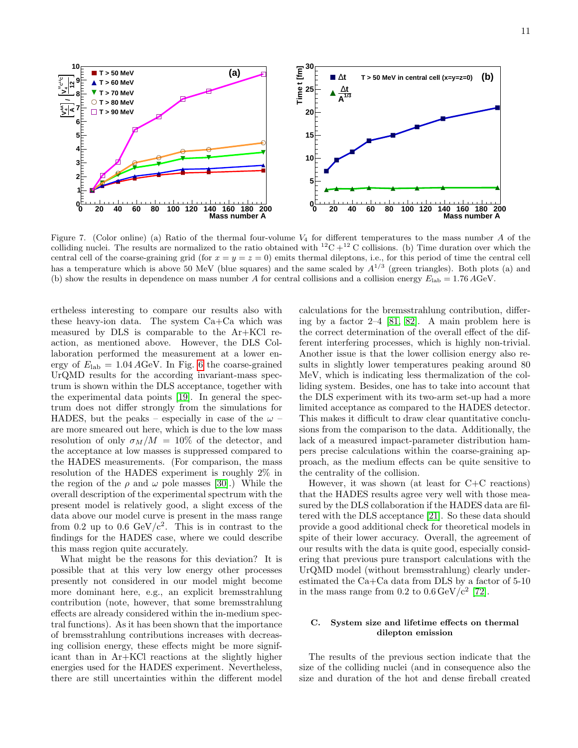Figure 7. (Color online) (a) Ratio of the thermal four-volume $V_4$ for different temperatures to the mass number $A$ of the colliding nuclei. The results are normalized to the ratio obtained with ${}^{12}\mathrm{C} + {}^{12}\mathrm{C}$ collisions. (b) Time duration over which the central cell of the coarse-graining grid (for $x = y = z = 0$) emits thermal dileptons, i.e., for this period of time the central cell has a temperature which is above 50 MeV (blue squares) and the same scaled by $A^{1/3}$ (green triangles). Both plots (a) and (b) show the results in dependence on mass number $A$ for central collisions and a collision energy $E_{\mathrm{lab}} = 1.76\,A$GeV.

ertheless interesting to compare our results also with these heavy-ion data. The system Ca+Ca which was measured by DLS is comparable to the Ar+KCl reaction, as mentioned above. However, the DLS Collaboration performed the measurement at a lower energy of $E_{\mathrm{lab}} = 1.04\,A$GeV. In Fig. 6 the coarse-grained UrQMD results for the according invariant-mass spectrum is shown within the DLS acceptance, together with the experimental data points [19]. In general the spectrum does not differ strongly from the simulations for HADES, but the peaks – especially in case of the $\omega$ – are more smeared out here, which is due to the low mass resolution of only $\sigma_M/M = 10\%$ of the detector, and the acceptance at low masses is suppressed compared to the HADES measurements. (For comparison, the mass resolution of the HADES experiment is roughly 2% in the region of the $\rho$ and $\omega$ pole masses [30].) While the overall description of the experimental spectrum with the present model is relatively good, a slight excess of the data above our model curve is present in the mass range from 0.2 up to 0.6 GeV/$c^2$. This is in contrast to the findings for the HADES case, where we could describe this mass region quite accurately.

What might be the reasons for this deviation? It is possible that at this very low energy other processes presently not considered in our model might become more dominant here, e.g., an explicit bremsstrahlung contribution (note, however, that some bremsstrahlung effects are already considered within the in-medium spectral functions). As it has been shown that the importance of bremsstrahlung contributions increases with decreasing collision energy, these effects might be more significant than in Ar+KCl reactions at the slightly higher energies used for the HADES experiment. Nevertheless, there are still uncertainties within the different model calculations for the bremsstrahlung contribution, differing by a factor 2–4 [81, 82]. A main problem here is the correct determination of the overall effect of the different interfering processes, which is highly non-trivial. Another issue is that the lower collision energy also results in slightly lower temperatures peaking around 80 MeV, which is indicating less thermalization of the colliding system. Besides, one has to take into account that the DLS experiment with its two-arm set-up had a more limited acceptance as compared to the HADES detector. This makes it difficult to draw clear quantitative conclusions from the comparison to the data. Additionally, the lack of a measured impact-parameter distribution hampers precise calculations within the coarse-graining approach, as the medium effects can be quite sensitive to the centrality of the collision.

However, it was shown (at least for C+C reactions) that the HADES results agree very well with those measured by the DLS collaboration if the HADES data are filtered with the DLS acceptance [21]. So these data should provide a good additional check for theoretical models in spite of their lower accuracy. Overall, the agreement of our results with the data is quite good, especially considering that previous pure transport calculations with the UrQMD model (without bremsstrahlung) clearly underestimated the Ca+Ca data from DLS by a factor of 5-10 in the mass range from 0.2 to 0.6 GeV/$c^2$ [72].

### C. System size and lifetime effects on thermal dilepton emission

The results of the previous section indicate that the size of the colliding nuclei (and in consequence also the size and duration of the hot and dense fireball created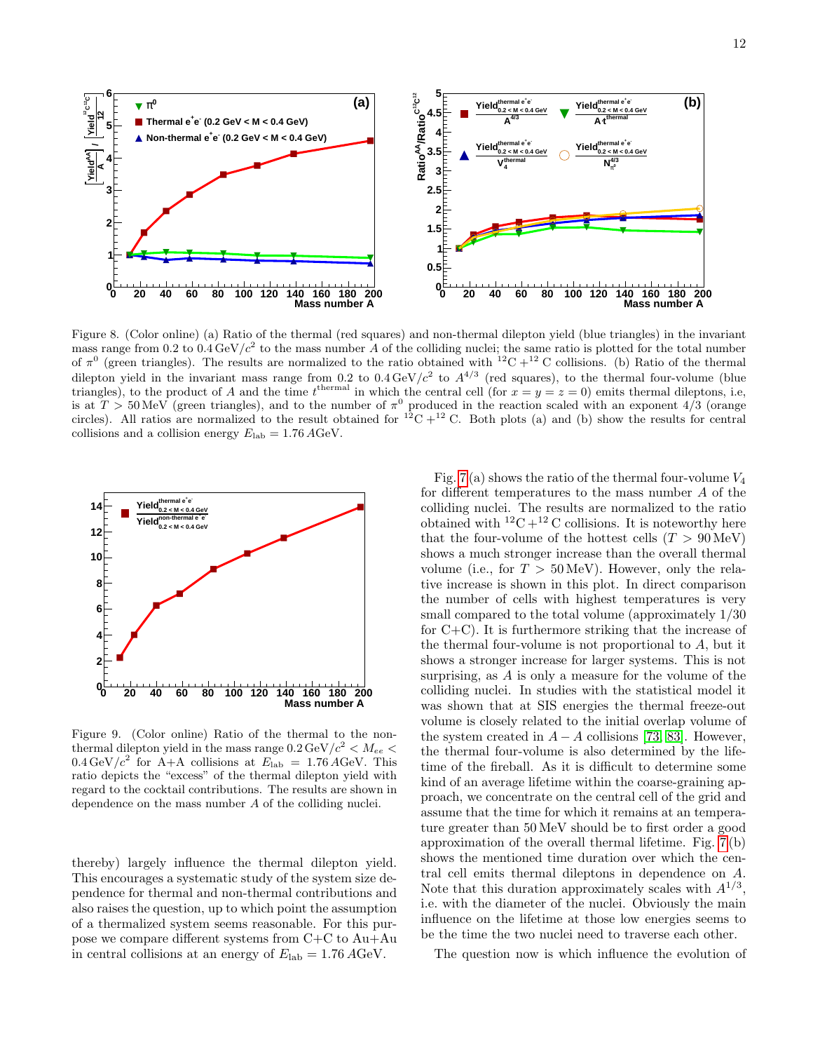Figure 8. (Color online) (a) Ratio of the thermal (red squares) and non-thermal dilepton yield (blue triangles) in the invariant mass range from 0.2 to $0.4\,\mathrm{GeV}/c^2$ to the mass number $A$ of the colliding nuclei; the same ratio is plotted for the total number of $\pi^0$ (green triangles). The results are normalized to the ratio obtained with $^{12}\mathrm{C} + ^{12}\mathrm{C}$ collisions. (b) Ratio of the thermal dilepton yield in the invariant mass range from 0.2 to $0.4\,\mathrm{GeV}/c^2$ to $A^{4/3}$ (red squares), to the thermal four-volume (blue triangles), to the product of $A$ and the time $t^{\mathrm{thermal}}$ in which the central cell (for $x = y = z = 0$) emits thermal dileptons, i.e, is at $T > 50\,\mathrm{MeV}$ (green triangles), and to the number of $\pi^0$ produced in the reaction scaled with an exponent 4/3 (orange circles). All ratios are normalized to the result obtained for $^{12}\mathrm{C} + ^{12}\mathrm{C}$. Both plots (a) and (b) show the results for central collisions and a collision energy $E_{\mathrm{lab}} = 1.76\,A\mathrm{GeV}$.

Figure 9. (Color online) Ratio of the thermal to the non-thermal dilepton yield in the mass range $0.2\,\mathrm{GeV}/c^2 < M_{ee} < 0.4\,\mathrm{GeV}/c^2$ for A+A collisions at $E_{\mathrm{lab}} = 1.76\,A\mathrm{GeV}$. This ratio depicts the "excess" of the thermal dilepton yield with regard to the cocktail contributions. The results are shown in dependence on the mass number $A$ of the colliding nuclei.

thereby) largely influence the thermal dilepton yield. This encourages a systematic study of the system size dependence for thermal and non-thermal contributions and also raises the question, up to which point the assumption of a thermalized system seems reasonable. For this purpose we compare different systems from C+C to Au+Au in central collisions at an energy of $E_{\mathrm{lab}} = 1.76\,A\mathrm{GeV}$.

Fig. 7(a) shows the ratio of the thermal four-volume $V_4$ for different temperatures to the mass number $A$ of the colliding nuclei. The results are normalized to the ratio obtained with $^{12}\mathrm{C} + ^{12}\mathrm{C}$ collisions. It is noteworthy here that the four-volume of the hottest cells ($T > 90\,\mathrm{MeV}$) shows a much stronger increase than the overall thermal volume (i.e., for $T > 50\,\mathrm{MeV}$). However, only the relative increase is shown in this plot. In direct comparison the number of cells with highest temperatures is very small compared to the total volume (approximately 1/30 for C+C). It is furthermore striking that the increase of the thermal four-volume is not proportional to $A$, but it shows a stronger increase for larger systems. This is not surprising, as $A$ is only a measure for the volume of the colliding nuclei. In studies with the statistical model it was shown that at SIS energies the thermal freeze-out volume is closely related to the initial overlap volume of the system created in $A - A$ collisions [73, 83]. However, the thermal four-volume is also determined by the lifetime of the fireball. As it is difficult to determine some kind of an average lifetime within the coarse-graining approach, we concentrate on the central cell of the grid and assume that the time for which it remains at an temperature greater than 50 MeV should be to first order a good approximation of the overall thermal lifetime. Fig. 7(b) shows the mentioned time duration over which the central cell emits thermal dileptons in dependence on $A$. Note that this duration approximately scales with $A^{1/3}$, i.e. with the diameter of the nuclei. Obviously the main influence on the lifetime at those low energies seems to be the time the two nuclei need to traverse each other.

The question now is which influence the evolution of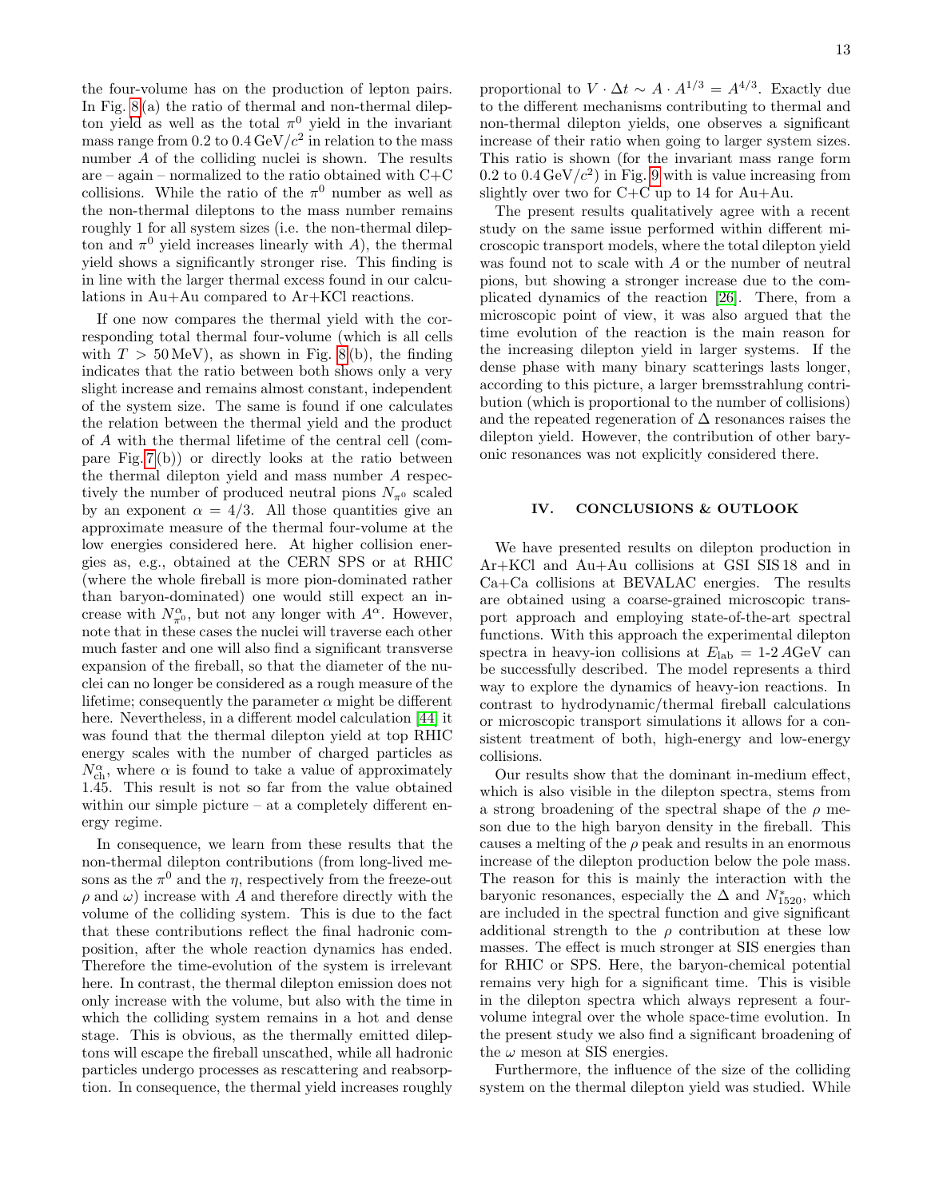the four-volume has on the production of lepton pairs. In Fig. 8(a) the ratio of thermal and non-thermal dilepton yield as well as the total $\pi^0$ yield in the invariant mass range from 0.2 to 0.4 GeV$/c^2$ in relation to the mass number $A$ of the colliding nuclei is shown. The results are – again – normalized to the ratio obtained with C+C collisions. While the ratio of the $\pi^0$ number as well as the non-thermal dileptons to the mass number remains roughly 1 for all system sizes (i.e. the non-thermal dilepton and $\pi^0$ yield increases linearly with $A$), the thermal yield shows a significantly stronger rise. This finding is in line with the larger thermal excess found in our calculations in Au+Au compared to Ar+KCl reactions.

If one now compares the thermal yield with the corresponding total thermal four-volume (which is all cells with $T > 50$ MeV), as shown in Fig. 8(b), the finding indicates that the ratio between both shows only a very slight increase and remains almost constant, independent of the system size. The same is found if one calculates the relation between the thermal yield and the product of $A$ with the thermal lifetime of the central cell (compare Fig. 7(b)) or directly looks at the ratio between the thermal dilepton yield and mass number $A$ respectively the number of produced neutral pions $N_{\pi^0}$ scaled by an exponent $\alpha = 4/3$. All those quantities give an approximate measure of the thermal four-volume at the low energies considered here. At higher collision energies as, e.g., obtained at the CERN SPS or at RHIC (where the whole fireball is more pion-dominated rather than baryon-dominated) one would still expect an increase with $N_{\pi^0}^{\alpha}$, but not any longer with $A^{\alpha}$. However, note that in these cases the nuclei will traverse each other much faster and one will also find a significant transverse expansion of the fireball, so that the diameter of the nuclei can no longer be considered as a rough measure of the lifetime; consequently the parameter $\alpha$ might be different here. Nevertheless, in a different model calculation [44] it was found that the thermal dilepton yield at top RHIC energy scales with the number of charged particles as $N_{\mathrm{ch}}^{\alpha}$, where $\alpha$ is found to take a value of approximately 1.45. This result is not so far from the value obtained within our simple picture – at a completely different energy regime.

In consequence, we learn from these results that the non-thermal dilepton contributions (from long-lived mesons as the $\pi^0$ and the $\eta$, respectively from the freeze-out $\rho$ and $\omega$) increase with $A$ and therefore directly with the volume of the colliding system. This is due to the fact that these contributions reflect the final hadronic composition, after the whole reaction dynamics has ended. Therefore the time-evolution of the system is irrelevant here. In contrast, the thermal dilepton emission does not only increase with the volume, but also with the time in which the colliding system remains in a hot and dense stage. This is obvious, as the thermally emitted dileptons will escape the fireball unscathed, while all hadronic particles undergo processes as rescattering and reabsorption. In consequence, the thermal yield increases roughly proportional to $V \cdot \Delta t \sim A \cdot A^{1/3} = A^{4/3}$. Exactly due to the different mechanisms contributing to thermal and non-thermal dilepton yields, one observes a significant increase of their ratio when going to larger system sizes. This ratio is shown (for the invariant mass range form 0.2 to 0.4 GeV$/c^2$) in Fig. 9 with is value increasing from slightly over two for C+C up to 14 for Au+Au.

The present results qualitatively agree with a recent study on the same issue performed within different microscopic transport models, where the total dilepton yield was found not to scale with $A$ or the number of neutral pions, but showing a stronger increase due to the complicated dynamics of the reaction [26]. There, from a microscopic point of view, it was also argued that the time evolution of the reaction is the main reason for the increasing dilepton yield in larger systems. If the dense phase with many binary scatterings lasts longer, according to this picture, a larger bremsstrahlung contribution (which is proportional to the number of collisions) and the repeated regeneration of $\Delta$ resonances raises the dilepton yield. However, the contribution of other baryonic resonances was not explicitly considered there.

## IV. CONCLUSIONS & OUTLOOK

We have presented results on dilepton production in Ar+KCl and Au+Au collisions at GSI SIS 18 and in Ca+Ca collisions at BEVALAC energies. The results are obtained using a coarse-grained microscopic transport approach and employing state-of-the-art spectral functions. With this approach the experimental dilepton spectra in heavy-ion collisions at $E_{\mathrm{lab}} = 1$-$2\,A$GeV can be successfully described. The model represents a third way to explore the dynamics of heavy-ion reactions. In contrast to hydrodynamic/thermal fireball calculations or microscopic transport simulations it allows for a consistent treatment of both, high-energy and low-energy collisions.

Our results show that the dominant in-medium effect, which is also visible in the dilepton spectra, stems from a strong broadening of the spectral shape of the $\rho$ meson due to the high baryon density in the fireball. This causes a melting of the $\rho$ peak and results in an enormous increase of the dilepton production below the pole mass. The reason for this is mainly the interaction with the baryonic resonances, especially the $\Delta$ and $N^*_{1520}$, which are included in the spectral function and give significant additional strength to the $\rho$ contribution at these low masses. The effect is much stronger at SIS energies than for RHIC or SPS. Here, the baryon-chemical potential remains very high for a significant time. This is visible in the dilepton spectra which always represent a four-volume integral over the whole space-time evolution. In the present study we also find a significant broadening of the $\omega$ meson at SIS energies.

Furthermore, the influence of the size of the colliding system on the thermal dilepton yield was studied. While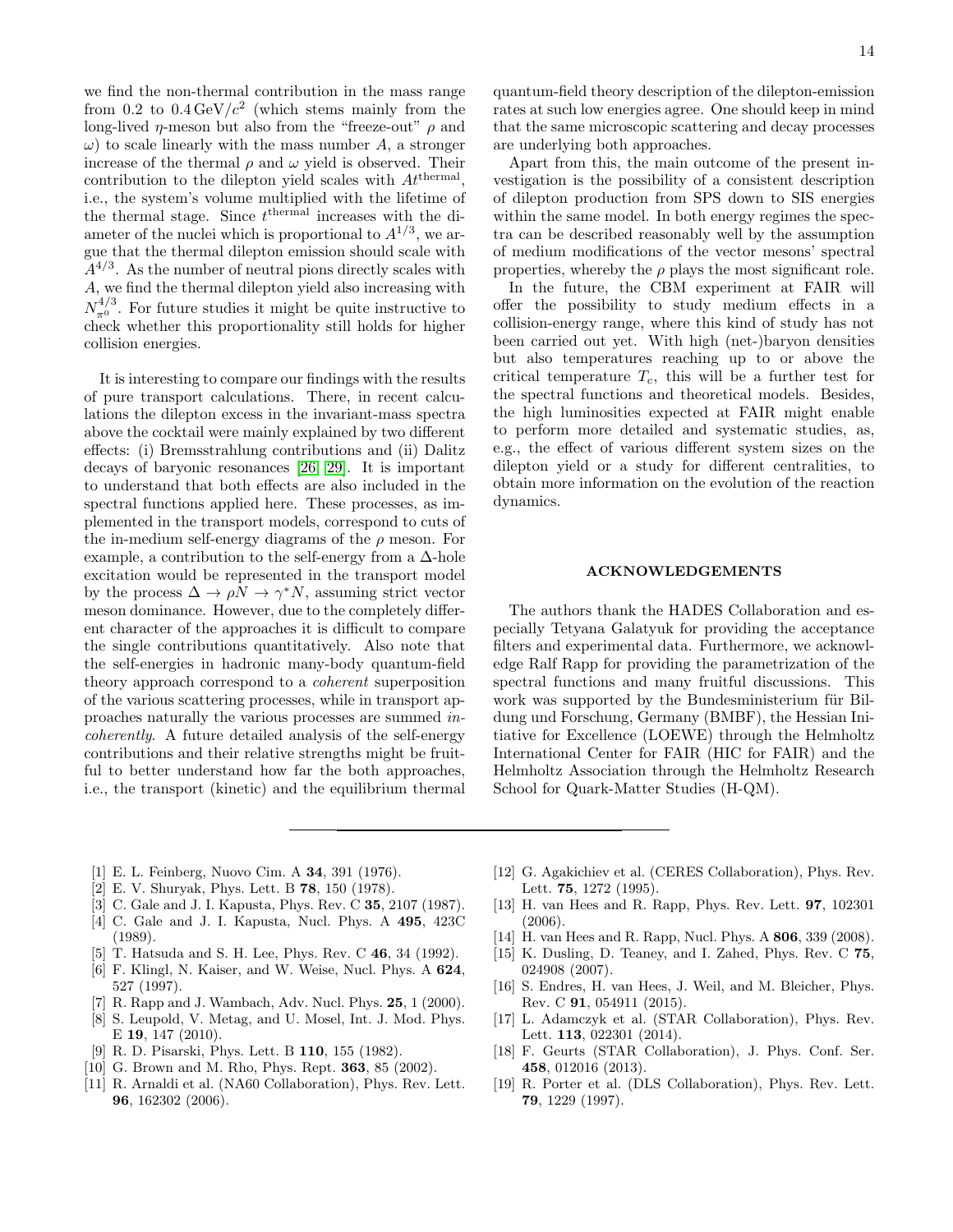we find the non-thermal contribution in the mass range from 0.2 to $0.4\,\mathrm{GeV}/c^2$ (which stems mainly from the long-lived $\eta$-meson but also from the "freeze-out" $\rho$ and $\omega$) to scale linearly with the mass number $A$, a stronger increase of the thermal $\rho$ and $\omega$ yield is observed. Their contribution to the dilepton yield scales with $At^{\mathrm{thermal}}$, i.e., the system's volume multiplied with the lifetime of the thermal stage. Since $t^{\mathrm{thermal}}$ increases with the diameter of the nuclei which is proportional to $A^{1/3}$, we argue that the thermal dilepton emission should scale with $A^{4/3}$. As the number of neutral pions directly scales with $A$, we find the thermal dilepton yield also increasing with $N_{\pi^0}^{4/3}$. For future studies it might be quite instructive to check whether this proportionality still holds for higher collision energies.

It is interesting to compare our findings with the results of pure transport calculations. There, in recent calculations the dilepton excess in the invariant-mass spectra above the cocktail were mainly explained by two different effects: (i) Bremsstrahlung contributions and (ii) Dalitz decays of baryonic resonances [26, 29]. It is important to understand that both effects are also included in the spectral functions applied here. These processes, as implemented in the transport models, correspond to cuts of the in-medium self-energy diagrams of the $\rho$ meson. For example, a contribution to the self-energy from a $\Delta$-hole excitation would be represented in the transport model by the process $\Delta \to \rho N \to \gamma^* N$, assuming strict vector meson dominance. However, due to the completely different character of the approaches it is difficult to compare the single contributions quantitatively. Also note that the self-energies in hadronic many-body quantum-field theory approach correspond to a *coherent* superposition of the various scattering processes, while in transport approaches naturally the various processes are summed *incoherently*. A future detailed analysis of the self-energy contributions and their relative strengths might be fruitful to better understand how far the both approaches, i.e., the transport (kinetic) and the equilibrium thermal quantum-field theory description of the dilepton-emission rates at such low energies agree. One should keep in mind that the same microscopic scattering and decay processes are underlying both approaches.

Apart from this, the main outcome of the present investigation is the possibility of a consistent description of dilepton production from SPS down to SIS energies within the same model. In both energy regimes the spectra can be described reasonably well by the assumption of medium modifications of the vector mesons' spectral properties, whereby the $\rho$ plays the most significant role.

In the future, the CBM experiment at FAIR will offer the possibility to study medium effects in a collision-energy range, where this kind of study has not been carried out yet. With high (net-)baryon densities but also temperatures reaching up to or above the critical temperature $T_c$, this will be a further test for the spectral functions and theoretical models. Besides, the high luminosities expected at FAIR might enable to perform more detailed and systematic studies, as, e.g., the effect of various different system sizes on the dilepton yield or a study for different centralities, to obtain more information on the evolution of the reaction dynamics.

## ACKNOWLEDGEMENTS

The authors thank the HADES Collaboration and especially Tetyana Galatyuk for providing the acceptance filters and experimental data. Furthermore, we acknowledge Ralf Rapp for providing the parametrization of the spectral functions and many fruitful discussions. This work was supported by the Bundesministerium für Bildung und Forschung, Germany (BMBF), the Hessian Initiative for Excellence (LOEWE) through the Helmholtz International Center for FAIR (HIC for FAIR) and the Helmholtz Association through the Helmholtz Research School for Quark-Matter Studies (H-QM).

---

[1] E. L. Feinberg, Nuovo Cim. A **34**, 391 (1976).
[2] E. V. Shuryak, Phys. Lett. B **78**, 150 (1978).
[3] C. Gale and J. I. Kapusta, Phys. Rev. C **35**, 2107 (1987).
[4] C. Gale and J. I. Kapusta, Nucl. Phys. A **495**, 423C (1989).
[5] T. Hatsuda and S. H. Lee, Phys. Rev. C **46**, 34 (1992).
[6] F. Klingl, N. Kaiser, and W. Weise, Nucl. Phys. A **624**, 527 (1997).
[7] R. Rapp and J. Wambach, Adv. Nucl. Phys. **25**, 1 (2000).
[8] S. Leupold, V. Metag, and U. Mosel, Int. J. Mod. Phys. E **19**, 147 (2010).
[9] R. D. Pisarski, Phys. Lett. B **110**, 155 (1982).
[10] G. Brown and M. Rho, Phys. Rept. **363**, 85 (2002).
[11] R. Arnaldi et al. (NA60 Collaboration), Phys. Rev. Lett. **96**, 162302 (2006).
[12] G. Agakichiev et al. (CERES Collaboration), Phys. Rev. Lett. **75**, 1272 (1995).
[13] H. van Hees and R. Rapp, Phys. Rev. Lett. **97**, 102301 (2006).
[14] H. van Hees and R. Rapp, Nucl. Phys. A **806**, 339 (2008).
[15] K. Dusling, D. Teaney, and I. Zahed, Phys. Rev. C **75**, 024908 (2007).
[16] S. Endres, H. van Hees, J. Weil, and M. Bleicher, Phys. Rev. C **91**, 054911 (2015).
[17] L. Adamczyk et al. (STAR Collaboration), Phys. Rev. Lett. **113**, 022301 (2014).
[18] F. Geurts (STAR Collaboration), J. Phys. Conf. Ser. **458**, 012016 (2013).
[19] R. Porter et al. (DLS Collaboration), Phys. Rev. Lett. **79**, 1229 (1997).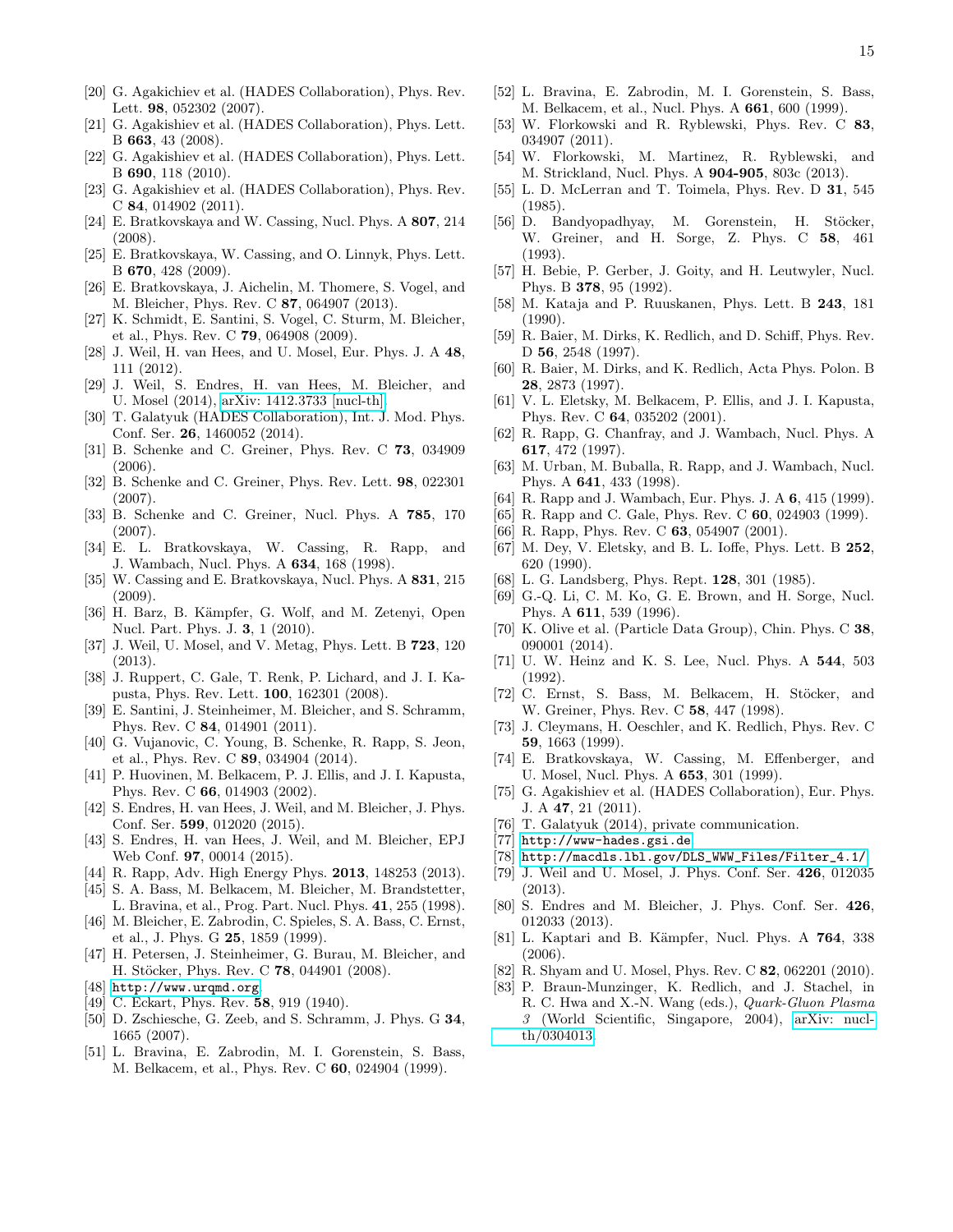[20] G. Agakichiev et al. (HADES Collaboration), Phys. Rev. Lett. **98**, 052302 (2007).

[21] G. Agakishiev et al. (HADES Collaboration), Phys. Lett. B **663**, 43 (2008).

[22] G. Agakishiev et al. (HADES Collaboration), Phys. Lett. B **690**, 118 (2010).

[23] G. Agakishiev et al. (HADES Collaboration), Phys. Rev. C **84**, 014902 (2011).

[24] E. Bratkovskaya and W. Cassing, Nucl. Phys. A **807**, 214 (2008).

[25] E. Bratkovskaya, W. Cassing, and O. Linnyk, Phys. Lett. B **670**, 428 (2009).

[26] E. Bratkovskaya, J. Aichelin, M. Thomere, S. Vogel, and M. Bleicher, Phys. Rev. C **87**, 064907 (2013).

[27] K. Schmidt, E. Santini, S. Vogel, C. Sturm, M. Bleicher, et al., Phys. Rev. C **79**, 064908 (2009).

[28] J. Weil, H. van Hees, and U. Mosel, Eur. Phys. J. A **48**, 111 (2012).

[29] J. Weil, S. Endres, H. van Hees, M. Bleicher, and U. Mosel (2014), arXiv: 1412.3733 [nucl-th].

[30] T. Galatyuk (HADES Collaboration), Int. J. Mod. Phys. Conf. Ser. **26**, 1460052 (2014).

[31] B. Schenke and C. Greiner, Phys. Rev. C **73**, 034909 (2006).

[32] B. Schenke and C. Greiner, Phys. Rev. Lett. **98**, 022301 (2007).

[33] B. Schenke and C. Greiner, Nucl. Phys. A **785**, 170 (2007).

[34] E. L. Bratkovskaya, W. Cassing, R. Rapp, and J. Wambach, Nucl. Phys. A **634**, 168 (1998).

[35] W. Cassing and E. Bratkovskaya, Nucl. Phys. A **831**, 215 (2009).

[36] H. Barz, B. Kämpfer, G. Wolf, and M. Zetenyi, Open Nucl. Part. Phys. J. **3**, 1 (2010).

[37] J. Weil, U. Mosel, and V. Metag, Phys. Lett. B **723**, 120 (2013).

[38] J. Ruppert, C. Gale, T. Renk, P. Lichard, and J. I. Kapusta, Phys. Rev. Lett. **100**, 162301 (2008).

[39] E. Santini, J. Steinheimer, M. Bleicher, and S. Schramm, Phys. Rev. C **84**, 014901 (2011).

[40] G. Vujanovic, C. Young, B. Schenke, R. Rapp, S. Jeon, et al., Phys. Rev. C **89**, 034904 (2014).

[41] P. Huovinen, M. Belkacem, P. J. Ellis, and J. I. Kapusta, Phys. Rev. C **66**, 014903 (2002).

[42] S. Endres, H. van Hees, J. Weil, and M. Bleicher, J. Phys. Conf. Ser. **599**, 012020 (2015).

[43] S. Endres, H. van Hees, J. Weil, and M. Bleicher, EPJ Web Conf. **97**, 00014 (2015).

[44] R. Rapp, Adv. High Energy Phys. **2013**, 148253 (2013).

[45] S. A. Bass, M. Belkacem, M. Bleicher, M. Brandstetter, L. Bravina, et al., Prog. Part. Nucl. Phys. **41**, 255 (1998).

[46] M. Bleicher, E. Zabrodin, C. Spieles, S. A. Bass, C. Ernst, et al., J. Phys. G **25**, 1859 (1999).

[47] H. Petersen, J. Steinheimer, G. Burau, M. Bleicher, and H. Stöcker, Phys. Rev. C **78**, 044901 (2008).

[48] http://www.urqmd.org.

[49] C. Eckart, Phys. Rev. **58**, 919 (1940).

[50] D. Zschiesche, G. Zeeb, and S. Schramm, J. Phys. G **34**, 1665 (2007).

[51] L. Bravina, E. Zabrodin, M. I. Gorenstein, S. Bass, M. Belkacem, et al., Phys. Rev. C **60**, 024904 (1999).

[52] L. Bravina, E. Zabrodin, M. I. Gorenstein, S. Bass, M. Belkacem, et al., Nucl. Phys. A **661**, 600 (1999).

[53] W. Florkowski and R. Ryblewski, Phys. Rev. C **83**, 034907 (2011).

[54] W. Florkowski, M. Martinez, R. Ryblewski, and M. Strickland, Nucl. Phys. A **904-905**, 803c (2013).

[55] L. D. McLerran and T. Toimela, Phys. Rev. D **31**, 545 (1985).

[56] D. Bandyopadhyay, M. Gorenstein, H. Stöcker, W. Greiner, and H. Sorge, Z. Phys. C **58**, 461 (1993).

[57] H. Bebie, P. Gerber, J. Goity, and H. Leutwyler, Nucl. Phys. B **378**, 95 (1992).

[58] M. Kataja and P. Ruuskanen, Phys. Lett. B **243**, 181 (1990).

[59] R. Baier, M. Dirks, K. Redlich, and D. Schiff, Phys. Rev. D **56**, 2548 (1997).

[60] R. Baier, M. Dirks, and K. Redlich, Acta Phys. Polon. B **28**, 2873 (1997).

[61] V. L. Eletsky, M. Belkacem, P. Ellis, and J. I. Kapusta, Phys. Rev. C **64**, 035202 (2001).

[62] R. Rapp, G. Chanfray, and J. Wambach, Nucl. Phys. A **617**, 472 (1997).

[63] M. Urban, M. Buballa, R. Rapp, and J. Wambach, Nucl. Phys. A **641**, 433 (1998).

[64] R. Rapp and J. Wambach, Eur. Phys. J. A **6**, 415 (1999).

[65] R. Rapp and C. Gale, Phys. Rev. C **60**, 024903 (1999).

[66] R. Rapp, Phys. Rev. C **63**, 054907 (2001).

[67] M. Dey, V. Eletsky, and B. L. Ioffe, Phys. Lett. B **252**, 620 (1990).

[68] L. G. Landsberg, Phys. Rept. **128**, 301 (1985).

[69] G.-Q. Li, C. M. Ko, G. E. Brown, and H. Sorge, Nucl. Phys. A **611**, 539 (1996).

[70] K. Olive et al. (Particle Data Group), Chin. Phys. C **38**, 090001 (2014).

[71] U. W. Heinz and K. S. Lee, Nucl. Phys. A **544**, 503 (1992).

[72] C. Ernst, S. Bass, M. Belkacem, H. Stöcker, and W. Greiner, Phys. Rev. C **58**, 447 (1998).

[73] J. Cleymans, H. Oeschler, and K. Redlich, Phys. Rev. C **59**, 1663 (1999).

[74] E. Bratkovskaya, W. Cassing, M. Effenberger, and U. Mosel, Nucl. Phys. A **653**, 301 (1999).

[75] G. Agakishiev et al. (HADES Collaboration), Eur. Phys. J. A **47**, 21 (2011).

[76] T. Galatyuk (2014), private communication.

[77] http://www-hades.gsi.de.

[78] http://macdls.lbl.gov/DLS_WWW_Files/Filter_4.1/.

[79] J. Weil and U. Mosel, J. Phys. Conf. Ser. **426**, 012035 (2013).

[80] S. Endres and M. Bleicher, J. Phys. Conf. Ser. **426**, 012033 (2013).

[81] L. Kaptari and B. Kämpfer, Nucl. Phys. A **764**, 338 (2006).

[82] R. Shyam and U. Mosel, Phys. Rev. C **82**, 062201 (2010).

[83] P. Braun-Munzinger, K. Redlich, and J. Stachel, in R. C. Hwa and X.-N. Wang (eds.), *Quark-Gluon Plasma 3* (World Scientific, Singapore, 2004), arXiv: nucl-th/0304013.